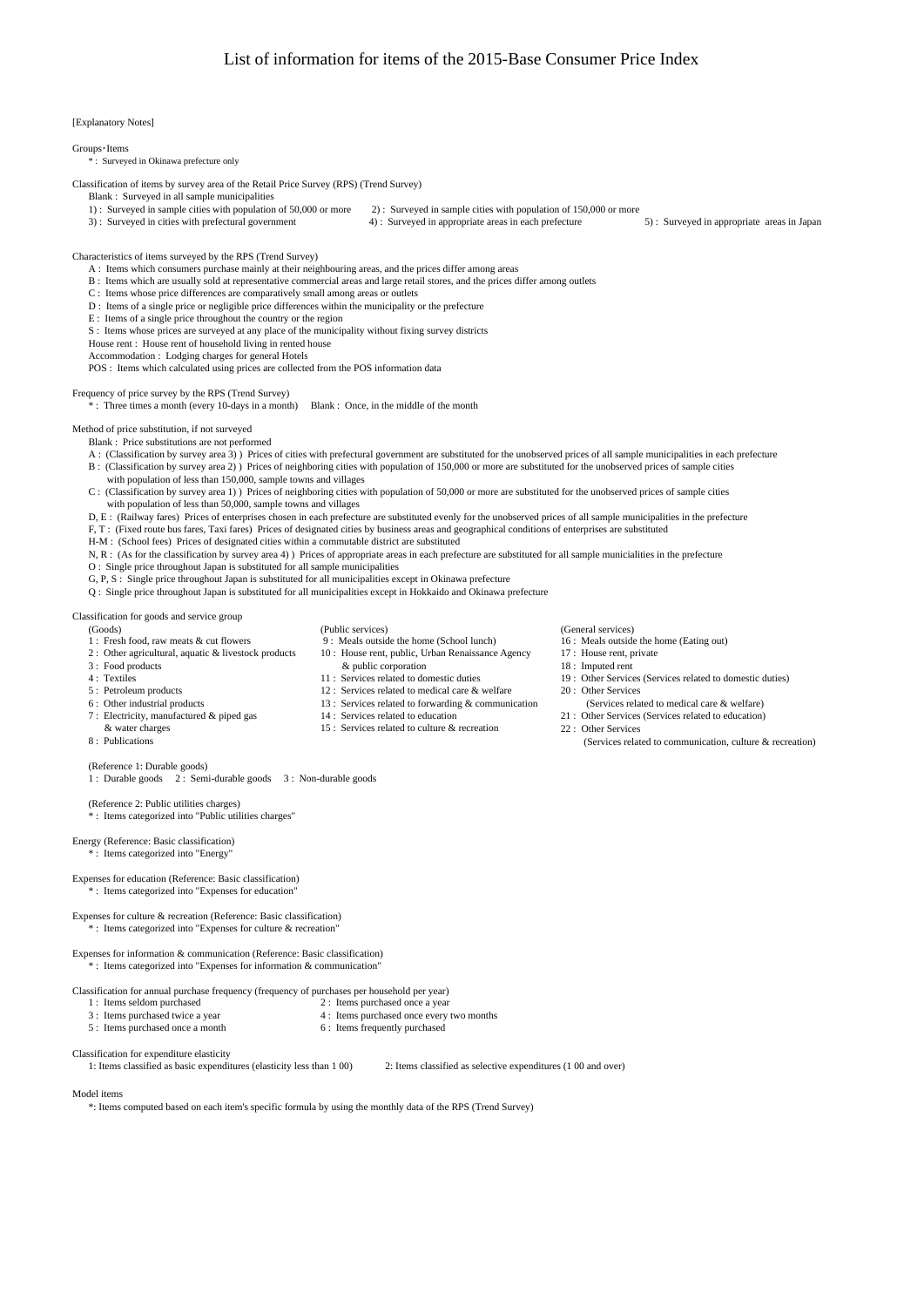# List of information for items of the 2015-Base Consumer Price Index

[Explanatory Notes]

Groups・Items
- * : Surveyed in Okinawa prefecture only

Classification of items by survey area of the Retail Price Survey (RPS) (Trend Survey)
- Blank : Surveyed in all sample municipalities
- 1) : Surveyed in sample cities with population of 50,000 or more
- 2) : Surveyed in sample cities with population of 150,000 or more
- 3) : Surveyed in cities with prefectural government
- 4) : Surveyed in appropriate areas in each prefecture
- 5) : Surveyed in appropriate areas in Japan

Characteristics of items surveyed by the RPS (Trend Survey)
- A : Items which consumers purchase mainly at their neighbouring areas, and the prices differ among areas
- B : Items which are usually sold at representative commercial areas and large retail stores, and the prices differ among outlets
- C : Items whose price differences are comparatively small among areas or outlets
- D : Items of a single price or negligible price differences within the municipality or the prefecture
- E : Items of a single price throughout the country or the region
- S : Items whose prices are surveyed at any place of the municipality without fixing survey districts
- House rent : House rent of household living in rented house
- Accommodation : Lodging charges for general Hotels
- POS : Items which calculated using prices are collected from the POS information data

Frequency of price survey by the RPS (Trend Survey)
- * : Three times a month (every 10-days in a month)
- Blank : Once, in the middle of the month

Method of price substitution, if not surveyed
- Blank : Price substitutions are not performed
- A : (Classification by survey area 3) ) Prices of cities with prefectural government are substituted for the unobserved prices of all sample municipalities in each prefecture
- B : (Classification by survey area 2) ) Prices of neighboring cities with population of 150,000 or more are substituted for the unobserved prices of sample cities with population of less than 150,000, sample towns and villages
- C : (Classification by survey area 1) ) Prices of neighboring cities with population of 50,000 or more are substituted for the unobserved prices of sample cities with population of less than 50,000, sample towns and villages
- D, E : (Railway fares) Prices of enterprises chosen in each prefecture are substituted evenly for the unobserved prices of all sample municipalities in the prefecture
- F, T : (Fixed route bus fares, Taxi fares) Prices of designated cities by business areas and geographical conditions of enterprises are substituted
- H-M : (School fees) Prices of designated cities within a commutable district are substituted
- N, R : (As for the classification by survey area 4) ) Prices of appropriate areas in each prefecture are substituted for all sample municialities in the prefecture
- O : Single price throughout Japan is substituted for all sample municipalities
- G, P, S : Single price throughout Japan is substituted for all municipalities except in Okinawa prefecture
- Q : Single price throughout Japan is substituted for all municipalities except in Hokkaido and Okinawa prefecture

Classification for goods and service group

(Goods)
- 1 : Fresh food, raw meats & cut flowers
- 2 : Other agricultural, aquatic & livestock products
- 3 : Food products
- 4 : Textiles
- 5 : Petroleum products
- 6 : Other industrial products
- 7 : Electricity, manufactured & piped gas & water charges
- 8 : Publications

(Public services)
- 9 : Meals outside the home (School lunch)
- 10 : House rent, public, Urban Renaissance Agency & public corporation
- 11 : Services related to domestic duties
- 12 : Services related to medical care & welfare
- 13 : Services related to forwarding & communication
- 14 : Services related to education
- 15 : Services related to culture & recreation

(General services)
- 16 : Meals outside the home (Eating out)
- 17 : House rent, private
- 18 : Imputed rent
- 19 : Other Services (Services related to domestic duties)
- 20 : Other Services (Services related to medical care & welfare)
- 21 : Other Services (Services related to education)
- 22 : Other Services (Services related to communication, culture & recreation)

(Reference 1: Durable goods)
- 1 : Durable goods
- 2 : Semi-durable goods
- 3 : Non-durable goods

(Reference 2: Public utilities charges)
- * : Items categorized into "Public utilities charges"

Energy (Reference: Basic classification)
- * : Items categorized into "Energy"

Expenses for education (Reference: Basic classification)
- * : Items categorized into "Expenses for education"

Expenses for culture & recreation (Reference: Basic classification)
- * : Items categorized into "Expenses for culture & recreation"

Expenses for information & communication (Reference: Basic classification)
- * : Items categorized into "Expenses for information & communication"

Classification for annual purchase frequency (frequency of purchases per household per year)
- 1 : Items seldom purchased
- 2 : Items purchased once a year
- 3 : Items purchased twice a year
- 4 : Items purchased once every two months
- 5 : Items purchased once a month
- 6 : Items frequently purchased

Classification for expenditure elasticity
- 1: Items classified as basic expenditures (elasticity less than 1 00)
- 2: Items classified as selective expenditures (1 00 and over)

Model items
- *: Items computed based on each item's specific formula by using the monthly data of the RPS (Trend Survey)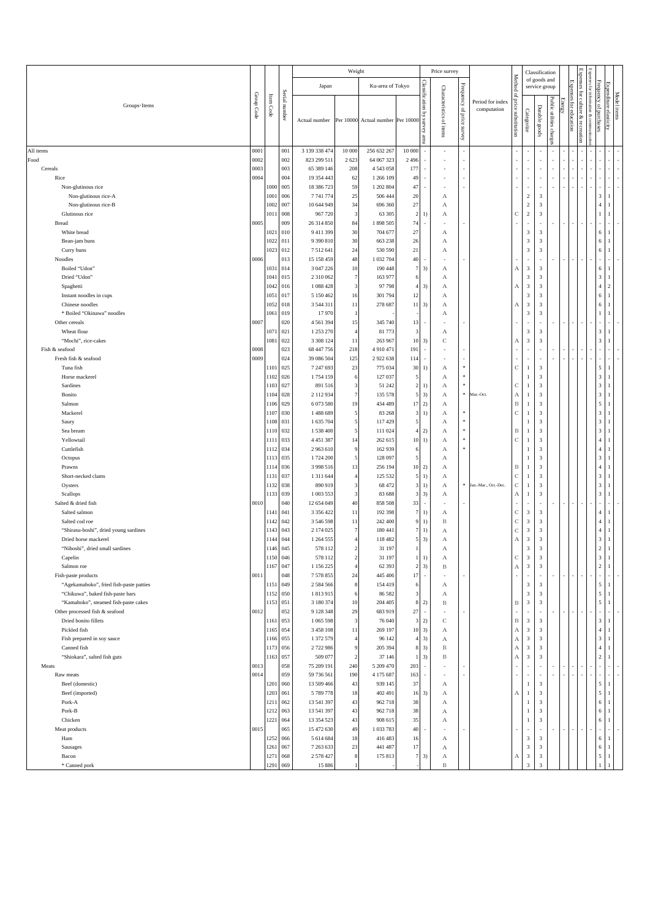| Groups・Items | Group Code | Item Code | Serial number | Weight | | | | Price survey | | | Period for index computation | Method of price substitution | Classification of goods and service group | | | | | | | Frequency of purchases | Expenditure elasticity | Model items |
|---|---|---|---|---|---|---|---|---|---|---|---|---|---|---|---|---|---|---|---|---|---|---|
| | | | | Japan | | Ku-area of Tokyo | | Classification by survey area | Characteristics of items | Frequency of price survey | | | Categorize | Durable goods | Public utilities charges | Energy | Expenses for education | Expenses for culture & recreation | Expenses for information & communication | | | |
| | | | | Actual number | Per 10000 | Actual number | Per 10000 | | | | | | | | | | | | | | | |
| All items | 0001 | | 001 | 3 139 338 474 | 10 000 | 256 632 267 | 10 000 | - | - | - | | - | - | - | - | - | - | - | - | - | - | - |
| Food | 0002 | | 002 | 823 299 511 | 2 623 | 64 067 323 | 2 496 | - | - | - | | - | - | - | - | - | - | - | - | - | - | - |
| Cereals | 0003 | | 003 | 65 389 146 | 208 | 4 543 058 | 177 | - | - | - | | - | - | - | - | - | - | - | - | - | - | - |
| Rice | 0004 | | 004 | 19 354 443 | 62 | 1 266 109 | 49 | - | - | - | | - | - | - | - | - | - | - | - | - | - | - |
| Non-glutinous rice | | 1000 | 005 | 18 386 723 | 59 | 1 202 804 | 47 | - | - | - | | - | - | - | - | - | - | - | - | - | - | - |
| Non-glutinous rice-A | | 1001 | 006 | 7 741 774 | 25 | 506 444 | 20 | | A | | | | 2 | 3 | | | | | | 3 | 1 | |
| Non-glutinous rice-B | | 1002 | 007 | 10 644 949 | 34 | 696 360 | 27 | | A | | | | 2 | 3 | | | | | | 4 | 1 | |
| Glutinous rice | | 1011 | 008 | 967 720 | 3 | 63 305 | 2 | 1) | A | | | C | 2 | 3 | | | | | | 1 | 1 | |
| Bread | 0005 | | 009 | 26 314 850 | 84 | 1 898 505 | 74 | - | - | - | | - | - | - | - | - | - | - | - | - | - | - |
| White bread | | 1021 | 010 | 9 411 399 | 30 | 704 677 | 27 | | A | | | | 3 | 3 | | | | | | 6 | 1 | |
| Bean-jam buns | | 1022 | 011 | 9 390 810 | 30 | 663 238 | 26 | | A | | | | 3 | 3 | | | | | | 6 | 1 | |
| Curry buns | | 1023 | 012 | 7 512 641 | 24 | 530 590 | 21 | | A | | | | 3 | 3 | | | | | | 6 | 1 | |
| Noodles | 0006 | | 013 | 15 158 459 | 48 | 1 032 704 | 40 | - | - | - | | - | - | - | - | - | - | - | - | - | - | - |
| Boiled "Udon" | | 1031 | 014 | 3 047 226 | 10 | 190 448 | 7 | 3) | A | | | A | 3 | 3 | | | | | | 6 | 1 | |
| Dried "Udon" | | 1041 | 015 | 2 310 062 | 7 | 163 977 | 6 | | A | | | | 3 | 3 | | | | | | 3 | 1 | |
| Spaghetti | | 1042 | 016 | 1 088 428 | 3 | 97 798 | 4 | 3) | A | | | A | 3 | 3 | | | | | | 4 | 2 | |
| Instant noodles in cups | | 1051 | 017 | 5 150 462 | 16 | 301 794 | 12 | | A | | | | 3 | 3 | | | | | | 6 | 1 | |
| Chinese noodles | | 1052 | 018 | 3 544 311 | 11 | 278 687 | 11 | 3) | A | | | A | 3 | 3 | | | | | | 6 | 1 | |
| * Boiled "Okinawa" noodles | | 1061 | 019 | 17 970 | 1 | | - | | A | | | | 3 | 3 | | | | | | 1 | 1 | |
| Other cereals | 0007 | | 020 | 4 561 394 | 15 | 345 740 | 13 | - | - | - | | - | - | - | - | - | - | - | - | - | - | - |
| Wheat flour | | 1071 | 021 | 1 253 270 | 4 | 81 773 | 3 | | A | | | | 3 | 3 | | | | | | 3 | 1 | |
| "Mochi", rice-cakes | | 1081 | 022 | 3 308 124 | 11 | 263 967 | 10 | 3) | C | | | A | 3 | 3 | | | | | | 3 | 1 | |
| Fish & seafood | 0008 | | 023 | 68 447 756 | 218 | 4 910 471 | 191 | - | - | - | | - | - | - | - | - | - | - | - | - | - | - |
| Fresh fish & seafood | 0009 | | 024 | 39 086 504 | 125 | 2 922 638 | 114 | - | - | - | | - | - | - | - | - | - | - | - | - | - | - |
| Tuna fish | | 1101 | 025 | 7 247 693 | 23 | 775 034 | 30 | 1) | A | * | | C | 1 | 3 | | | | | | 5 | 1 | |
| Horse mackerel | | 1102 | 026 | 1 754 159 | 6 | 127 037 | 5 | | A | * | | | 1 | 3 | | | | | | 3 | 1 | |
| Sardines | | 1103 | 027 | 891 516 | 3 | 51 242 | 2 | 1) | A | * | | C | 1 | 3 | | | | | | 3 | 1 | |
| Bonito | | 1104 | 028 | 2 112 934 | 7 | 135 578 | 5 | 3) | A | * | Mar.-Oct. | A | 1 | 3 | | | | | | 3 | 1 | |
| Salmon | | 1106 | 029 | 6 073 580 | 19 | 434 489 | 17 | 2) | A | | | B | 1 | 3 | | | | | | 5 | 1 | |
| Mackerel | | 1107 | 030 | 1 488 689 | 5 | 83 268 | 3 | 1) | A | * | | C | 1 | 3 | | | | | | 3 | 1 | |
| Saury | | 1108 | 031 | 1 635 704 | 5 | 117 429 | 5 | | A | * | | | 1 | 3 | | | | | | 3 | 1 | |
| Sea bream | | 1110 | 032 | 1 538 400 | 5 | 111 024 | 4 | 2) | A | * | | B | 1 | 3 | | | | | | 3 | 1 | |
| Yellowtail | | 1111 | 033 | 4 451 387 | 14 | 262 615 | 10 | 1) | A | * | | C | 1 | 3 | | | | | | 4 | 1 | |
| Cuttlefish | | 1112 | 034 | 2 963 610 | 9 | 162 939 | 6 | | A | * | | | 1 | 3 | | | | | | 4 | 1 | |
| Octopus | | 1113 | 035 | 1 724 200 | 5 | 128 097 | 5 | | A | | | | 1 | 3 | | | | | | 3 | 1 | |
| Prawns | | 1114 | 036 | 3 998 516 | 13 | 256 194 | 10 | 2) | A | | | B | 1 | 3 | | | | | | 4 | 1 | |
| Short-necked clams | | 1131 | 037 | 1 311 644 | 4 | 125 532 | 5 | 1) | A | | | C | 1 | 3 | | | | | | 3 | 1 | |
| Oysters | | 1132 | 038 | 890 919 | 3 | 68 472 | 3 | 1) | A | * | Jan.-Mar., Oct.-Dec. | C | 1 | 3 | | | | | | 3 | 1 | |
| Scallops | | 1133 | 039 | 1 003 553 | 3 | 83 688 | 3 | 3) | A | | | A | 1 | 3 | | | | | | 3 | 1 | |
| Salted & dried fish | 0010 | | 040 | 12 654 049 | 40 | 858 508 | 33 | - | - | - | | - | - | - | - | - | - | - | - | - | - | - |
| Salted salmon | | 1141 | 041 | 3 356 422 | 11 | 192 398 | 7 | 1) | A | | | C | 3 | 3 | | | | | | 4 | 1 | |
| Salted cod roe | | 1142 | 042 | 3 546 598 | 11 | 242 400 | 9 | 1) | B | | | C | 3 | 3 | | | | | | 4 | 1 | |
| "Shirasu-boshi", dried young sardines | | 1143 | 043 | 2 174 025 | 7 | 180 441 | 7 | 1) | A | | | C | 3 | 3 | | | | | | 4 | 1 | |
| Dried horse mackerel | | 1144 | 044 | 1 264 555 | 4 | 118 482 | 5 | 3) | A | | | A | 3 | 3 | | | | | | 3 | 1 | |
| "Niboshi", dried small sardines | | 1146 | 045 | 578 112 | 2 | 31 197 | 1 | | A | | | | 3 | 3 | | | | | | 2 | 1 | |
| Capelin | | 1150 | 046 | 578 112 | 2 | 31 197 | 1 | 1) | A | | | C | 3 | 3 | | | | | | 3 | 1 | |
| Salmon roe | | 1167 | 047 | 1 156 225 | 4 | 62 393 | 2 | 3) | B | | | A | 3 | 3 | | | | | | 2 | 1 | |
| Fish-paste products | 0011 | | 048 | 7 578 855 | 24 | 445 406 | 17 | - | - | - | | - | - | - | - | - | - | - | - | - | - | - |
| "Agekamaboko", fried fish-paste patties | | 1151 | 049 | 2 584 566 | 8 | 154 419 | 6 | | A | | | | 3 | 3 | | | | | | 5 | 1 | |
| "Chikuwa", baked fish-paste bars | | 1152 | 050 | 1 813 915 | 6 | 86 582 | 3 | | A | | | | 3 | 3 | | | | | | 5 | 1 | |
| "Kamaboko", steamed fish-paste cakes | | 1153 | 051 | 3 180 374 | 10 | 204 405 | 8 | 2) | B | | | B | 3 | 3 | | | | | | 5 | 1 | |
| Other processed fish & seafood | 0012 | | 052 | 9 128 348 | 29 | 683 919 | 27 | - | - | - | | - | - | - | - | - | - | - | - | - | - | - |
| Dried bonito fillets | | 1161 | 053 | 1 065 598 | 3 | 76 040 | 3 | 2) | C | | | B | 3 | 3 | | | | | | 3 | 1 | |
| Pickled fish | | 1165 | 054 | 3 458 108 | 11 | 269 197 | 10 | 3) | A | | | A | 3 | 3 | | | | | | 4 | 1 | |
| Fish prepared in soy sauce | | 1166 | 055 | 1 372 579 | 4 | 96 142 | 4 | 3) | A | | | A | 3 | 3 | | | | | | 3 | 1 | |
| Canned fish | | 1173 | 056 | 2 722 986 | 9 | 205 394 | 8 | 3) | B | | | A | 3 | 3 | | | | | | 4 | 1 | |
| "Shiokara", salted fish guts | | 1163 | 057 | 509 077 | 2 | 37 146 | 1 | 3) | B | | | A | 3 | 3 | | | | | | 2 | 1 | |
| Meats | 0013 | | 058 | 75 209 191 | 240 | 5 209 470 | 203 | - | - | - | | - | - | - | - | - | - | - | - | - | - | - |
| Raw meats | 0014 | | 059 | 59 736 561 | 190 | 4 175 687 | 163 | - | - | - | | - | - | - | - | - | - | - | - | - | - | - |
| Beef (domestic) | | 1201 | 060 | 13 509 466 | 43 | 939 145 | 37 | | A | | | | 1 | 3 | | | | | | 5 | 1 | |
| Beef (imported) | | 1203 | 061 | 5 789 778 | 18 | 402 491 | 16 | 3) | A | | | A | 1 | 3 | | | | | | 5 | 1 | |
| Pork-A | | 1211 | 062 | 13 541 397 | 43 | 962 718 | 38 | | A | | | | 1 | 3 | | | | | | 6 | 1 | |
| Pork-B | | 1212 | 063 | 13 541 397 | 43 | 962 718 | 38 | | A | | | | 1 | 3 | | | | | | 6 | 1 | |
| Chicken | | 1221 | 064 | 13 354 523 | 43 | 908 615 | 35 | | A | | | | 1 | 3 | | | | | | 6 | 1 | |
| Meat products | 0015 | | 065 | 15 472 630 | 49 | 1 033 783 | 40 | - | - | - | | - | - | - | - | - | - | - | - | - | - | - |
| Ham | | 1252 | 066 | 5 614 684 | 18 | 416 483 | 16 | | A | | | | 3 | 3 | | | | | | 6 | 1 | |
| Sausages | | 1261 | 067 | 7 263 633 | 23 | 441 487 | 17 | | A | | | | 3 | 3 | | | | | | 6 | 1 | |
| Bacon | | 1271 | 068 | 2 578 427 | 8 | 175 813 | 7 | 3) | A | | | A | 3 | 3 | | | | | | 5 | 1 | |
| * Canned pork | | 1291 | 069 | 15 886 | 1 | | - | | B | | | | 3 | 3 | | | | | | 1 | 1 | |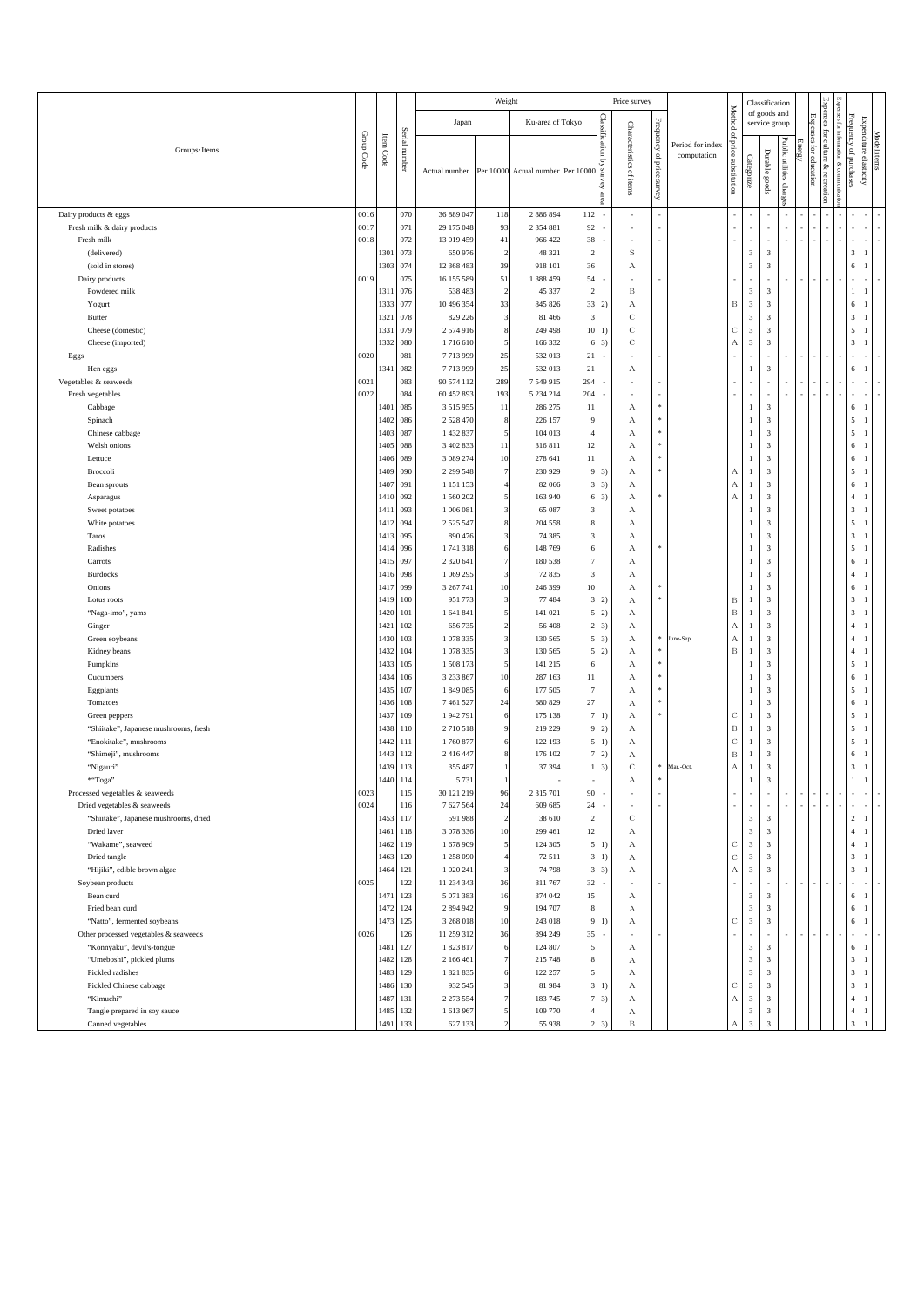| Groups･Items | Group Code | Item Code | Serial number | Weight: Japan Actual number | Weight: Japan Per 10000 | Weight: Ku-area of Tokyo Actual number | Weight: Ku-area of Tokyo Per 10000 | Price survey: Classification by survey area | Price survey: Characteristics of items | Price survey: Frequency of price survey | Period for index computation | Method of price substitution | Classification of goods and service group: Categorize | Classification of goods and service group: Durable goods | Classification of goods and service group: Public utilities charges | Energy | Expenses for education | Expenses for culture & recreation | Expenses for information & communication | Frequency of purchases | Expenditure elasticity | Model items |
|---|---|---|---|---|---|---|---|---|---|---|---|---|---|---|---|---|---|---|---|---|---|---|
| Dairy products & eggs | 0016 | | 070 | 36 889 047 | 118 | 2 886 894 | 112 | - | - | - | | - | - | - | - | - | - | - | - | - | - | - |
| Fresh milk & dairy products | 0017 | | 071 | 29 175 048 | 93 | 2 354 881 | 92 | - | - | - | | - | - | - | - | - | - | - | - | - | - | - |
| Fresh milk | 0018 | | 072 | 13 019 459 | 41 | 966 422 | 38 | - | - | - | | - | - | - | - | - | - | - | - | - | - | - |
| (delivered) | | 1301 | 073 | 650 976 | 2 | 48 321 | 2 | | S | | | | 3 | 3 | | | | | | 3 | 1 | |
| (sold in stores) | | 1303 | 074 | 12 368 483 | 39 | 918 101 | 36 | | A | | | | 3 | 3 | | | | | | 6 | 1 | |
| Dairy products | 0019 | | 075 | 16 155 589 | 51 | 1 388 459 | 54 | - | - | - | | - | - | - | - | - | - | - | - | - | - | - |
| Powdered milk | | 1311 | 076 | 538 483 | 2 | 45 337 | 2 | | B | | | | 3 | 3 | | | | | | 1 | 1 | |
| Yogurt | | 1333 | 077 | 10 496 354 | 33 | 845 826 | 33 | 2) | A | | | B | 3 | 3 | | | | | | 6 | 1 | |
| Butter | | 1321 | 078 | 829 226 | 3 | 81 466 | 3 | | C | | | | 3 | 3 | | | | | | 3 | 1 | |
| Cheese (domestic) | | 1331 | 079 | 2 574 916 | 8 | 249 498 | 10 | 1) | C | | | C | 3 | 3 | | | | | | 5 | 1 | |
| Cheese (imported) | | 1332 | 080 | 1 716 610 | 5 | 166 332 | 6 | 3) | C | | | A | 3 | 3 | | | | | | 3 | 1 | |
| Eggs | 0020 | | 081 | 7 713 999 | 25 | 532 013 | 21 | - | - | - | | - | - | - | - | - | - | - | - | - | - | - |
| Hen eggs | | 1341 | 082 | 7 713 999 | 25 | 532 013 | 21 | | A | | | | 1 | 3 | | | | | | 6 | 1 | |
| Vegetables & seaweeds | 0021 | | 083 | 90 574 112 | 289 | 7 549 915 | 294 | - | - | - | | - | - | - | - | - | - | - | - | - | - | - |
| Fresh vegetables | 0022 | | 084 | 60 452 893 | 193 | 5 234 214 | 204 | - | - | - | | - | - | - | - | - | - | - | - | - | - | - |
| Cabbage | | 1401 | 085 | 3 515 955 | 11 | 286 275 | 11 | | A | * | | | 1 | 3 | | | | | | 6 | 1 | |
| Spinach | | 1402 | 086 | 2 528 470 | 8 | 226 157 | 9 | | A | * | | | 1 | 3 | | | | | | 5 | 1 | |
| Chinese cabbage | | 1403 | 087 | 1 432 837 | 5 | 104 013 | 4 | | A | * | | | 1 | 3 | | | | | | 5 | 1 | |
| Welsh onions | | 1405 | 088 | 3 402 833 | 11 | 316 811 | 12 | | A | * | | | 1 | 3 | | | | | | 6 | 1 | |
| Lettuce | | 1406 | 089 | 3 089 274 | 10 | 278 641 | 11 | | A | * | | | 1 | 3 | | | | | | 6 | 1 | |
| Broccoli | | 1409 | 090 | 2 299 548 | 7 | 230 929 | 9 | 3) | A | * | | A | 1 | 3 | | | | | | 5 | 1 | |
| Bean sprouts | | 1407 | 091 | 1 151 153 | 4 | 82 066 | 3 | 3) | A | | | A | 1 | 3 | | | | | | 6 | 1 | |
| Asparagus | | 1410 | 092 | 1 560 202 | 5 | 163 940 | 6 | 3) | A | * | | A | 1 | 3 | | | | | | 4 | 1 | |
| Sweet potatoes | | 1411 | 093 | 1 006 081 | 3 | 65 087 | 3 | | A | | | | 1 | 3 | | | | | | 3 | 1 | |
| White potatoes | | 1412 | 094 | 2 525 547 | 8 | 204 558 | 8 | | A | | | | 1 | 3 | | | | | | 5 | 1 | |
| Taros | | 1413 | 095 | 890 476 | 3 | 74 385 | 3 | | A | | | | 1 | 3 | | | | | | 3 | 1 | |
| Radishes | | 1414 | 096 | 1 741 318 | 6 | 148 769 | 6 | | A | * | | | 1 | 3 | | | | | | 5 | 1 | |
| Carrots | | 1415 | 097 | 2 320 641 | 7 | 180 538 | 7 | | A | | | | 1 | 3 | | | | | | 6 | 1 | |
| Burdocks | | 1416 | 098 | 1 069 295 | 3 | 72 835 | 3 | | A | | | | 1 | 3 | | | | | | 4 | 1 | |
| Onions | | 1417 | 099 | 3 267 741 | 10 | 246 399 | 10 | | A | * | | | 1 | 3 | | | | | | 6 | 1 | |
| Lotus roots | | 1419 | 100 | 951 773 | 3 | 77 484 | 3 | 2) | A | * | | B | 1 | 3 | | | | | | 3 | 1 | |
| "Naga-imo", yams | | 1420 | 101 | 1 641 841 | 5 | 141 021 | 5 | 2) | A | | | B | 1 | 3 | | | | | | 3 | 1 | |
| Ginger | | 1421 | 102 | 656 735 | 2 | 56 408 | 2 | 3) | A | | | A | 1 | 3 | | | | | | 4 | 1 | |
| Green soybeans | | 1430 | 103 | 1 078 335 | 3 | 130 565 | 5 | 3) | A | * | June-Sep. | A | 1 | 3 | | | | | | 4 | 1 | |
| Kidney beans | | 1432 | 104 | 1 078 335 | 3 | 130 565 | 5 | 2) | A | * | | B | 1 | 3 | | | | | | 4 | 1 | |
| Pumpkins | | 1433 | 105 | 1 508 173 | 5 | 141 215 | 6 | | A | * | | | 1 | 3 | | | | | | 5 | 1 | |
| Cucumbers | | 1434 | 106 | 3 233 867 | 10 | 287 163 | 11 | | A | * | | | 1 | 3 | | | | | | 6 | 1 | |
| Eggplants | | 1435 | 107 | 1 849 085 | 6 | 177 505 | 7 | | A | * | | | 1 | 3 | | | | | | 5 | 1 | |
| Tomatoes | | 1436 | 108 | 7 461 527 | 24 | 680 829 | 27 | | A | * | | | 1 | 3 | | | | | | 6 | 1 | |
| Green peppers | | 1437 | 109 | 1 942 791 | 6 | 175 138 | 7 | 1) | A | * | | C | 1 | 3 | | | | | | 5 | 1 | |
| "Shiitake", Japanese mushrooms, fresh | | 1438 | 110 | 2 710 518 | 9 | 219 229 | 9 | 2) | A | | | B | 1 | 3 | | | | | | 5 | 1 | |
| "Enokitake", mushrooms | | 1442 | 111 | 1 760 877 | 6 | 122 193 | 5 | 1) | A | | | C | 1 | 3 | | | | | | 5 | 1 | |
| "Shimeji", mushrooms | | 1443 | 112 | 2 416 447 | 8 | 176 102 | 7 | 2) | A | | | B | 1 | 3 | | | | | | 6 | 1 | |
| "Nigauri" | | 1439 | 113 | 355 487 | 1 | 37 394 | 1 | 3) | C | * | Mar.-Oct. | A | 1 | 3 | | | | | | 3 | 1 | |
| *"Toga" | | 1440 | 114 | 5 731 | 1 | - | - | | A | * | | | 1 | 3 | | | | | | 1 | 1 | |
| Processed vegetables & seaweeds | 0023 | | 115 | 30 121 219 | 96 | 2 315 701 | 90 | - | - | - | | - | - | - | - | - | - | - | - | - | - | - |
| Dried vegetables & seaweeds | 0024 | | 116 | 7 627 564 | 24 | 609 685 | 24 | - | - | - | | - | - | - | - | - | - | - | - | - | - | - |
| "Shiitake", Japanese mushrooms, dried | | 1453 | 117 | 591 988 | 2 | 38 610 | 2 | | C | | | | 3 | 3 | | | | | | 2 | 1 | |
| Dried laver | | 1461 | 118 | 3 078 336 | 10 | 299 461 | 12 | | A | | | | 3 | 3 | | | | | | 4 | 1 | |
| "Wakame", seaweed | | 1462 | 119 | 1 678 909 | 5 | 124 305 | 5 | 1) | A | | | C | 3 | 3 | | | | | | 4 | 1 | |
| Dried tangle | | 1463 | 120 | 1 258 090 | 4 | 72 511 | 3 | 1) | A | | | C | 3 | 3 | | | | | | 3 | 1 | |
| "Hijiki", edible brown algae | | 1464 | 121 | 1 020 241 | 3 | 74 798 | 3 | 3) | A | | | A | 3 | 3 | | | | | | 3 | 1 | |
| Soybean products | 0025 | | 122 | 11 234 343 | 36 | 811 767 | 32 | - | - | - | | - | - | - | - | - | - | - | - | - | - | - |
| Bean curd | | 1471 | 123 | 5 071 383 | 16 | 374 042 | 15 | | A | | | | 3 | 3 | | | | | | 6 | 1 | |
| Fried bean curd | | 1472 | 124 | 2 894 942 | 9 | 194 707 | 8 | | A | | | | 3 | 3 | | | | | | 6 | 1 | |
| "Natto", fermented soybeans | | 1473 | 125 | 3 268 018 | 10 | 243 018 | 9 | 1) | A | | | C | 3 | 3 | | | | | | 6 | 1 | |
| Other processed vegetables & seaweeds | 0026 | | 126 | 11 259 312 | 36 | 894 249 | 35 | - | - | - | | - | - | - | - | - | - | - | - | - | - | - |
| "Konnyaku", devil's-tongue | | 1481 | 127 | 1 823 817 | 6 | 124 807 | 5 | | A | | | | 3 | 3 | | | | | | 6 | 1 | |
| "Umeboshi", pickled plums | | 1482 | 128 | 2 166 461 | 7 | 215 748 | 8 | | A | | | | 3 | 3 | | | | | | 3 | 1 | |
| Pickled radishes | | 1483 | 129 | 1 821 835 | 6 | 122 257 | 5 | | A | | | | 3 | 3 | | | | | | 3 | 1 | |
| Pickled Chinese cabbage | | 1486 | 130 | 932 545 | 3 | 81 984 | 3 | 1) | A | | | C | 3 | 3 | | | | | | 3 | 1 | |
| "Kimuchi" | | 1487 | 131 | 2 273 554 | 7 | 183 745 | 7 | 3) | A | | | A | 3 | 3 | | | | | | 4 | 1 | |
| Tangle prepared in soy sauce | | 1485 | 132 | 1 613 967 | 5 | 109 770 | 4 | | A | | | | 3 | 3 | | | | | | 4 | 1 | |
| Canned vegetables | | 1491 | 133 | 627 133 | 2 | 55 938 | 2 | 3) | B | | | A | 3 | 3 | | | | | | 3 | 1 | |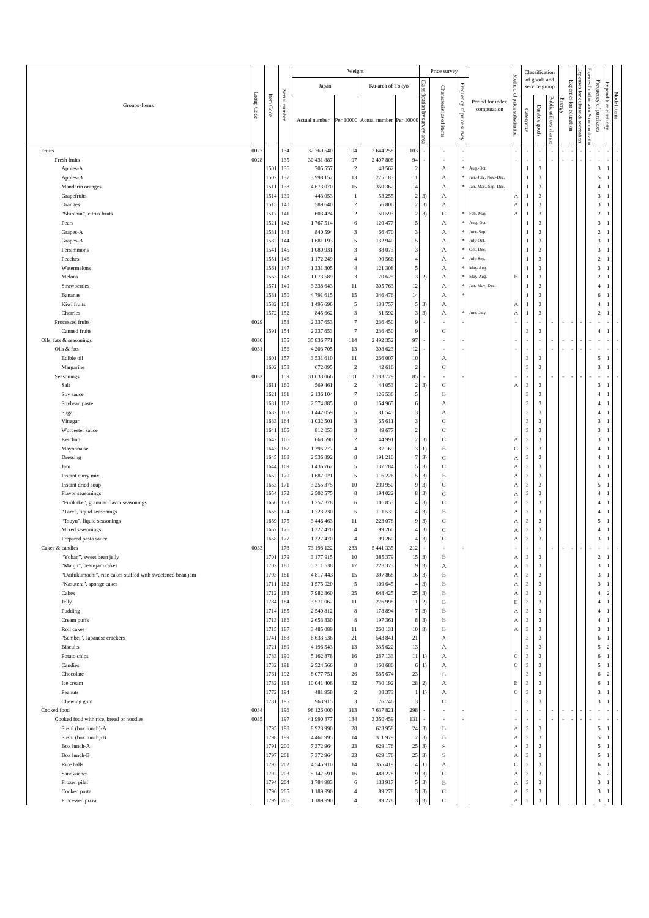| Groups・Items | Group Code | Item Code | Serial number | Weight: Japan Actual number | Weight: Japan Per 10000 | Weight: Ku-area of Tokyo Actual number | Weight: Ku-area of Tokyo Per 10000 | Price survey: Classification by survey area | Price survey: Characteristics of items | Price survey: Frequency of price survey | Period for index computation | Method of price substitution | Classification of goods and service group: Categorize | Classification of goods and service group: Durable goods | Classification of goods and service group: Public utilities charges | Energy | Expenses for education | Expenses for culture & recreation | Expenses for information & communication | Frequency of purchases | Expenditure elasticity | Model items |
|---|---|---|---|---|---|---|---|---|---|---|---|---|---|---|---|---|---|---|---|---|---|---|
| Fruits | 0027 | | 134 | 32 769 540 | 104 | 2 644 258 | 103 | - | - | - | | - | - | - | - | - | - | - | - | - | - | - |
| Fresh fruits | 0028 | | 135 | 30 431 887 | 97 | 2 407 808 | 94 | - | - | - | | - | - | - | - | - | | | | - | - | - |
| Apples-A | | 1501 | 136 | 705 557 | 2 | 48 562 | 2 | | A | * | Aug.-Oct. | | 1 | 3 | | | | | | 3 | 1 | |
| Apples-B | | 1502 | 137 | 3 998 152 | 13 | 275 183 | 11 | | A | * | Jan.-July, Nov.-Dec. | | 1 | 3 | | | | | | 5 | 1 | |
| Mandarin oranges | | 1511 | 138 | 4 673 070 | 15 | 360 362 | 14 | | A | * | Jan.-Mar., Sep.-Dec. | | 1 | 3 | | | | | | 4 | 1 | |
| Grapefruits | | 1514 | 139 | 443 053 | 1 | 53 255 | 2 | 3) | A | | | A | 1 | 3 | | | | | | 3 | 1 | |
| Oranges | | 1515 | 140 | 589 640 | 2 | 56 806 | 2 | 3) | A | | | A | 1 | 3 | | | | | | 3 | 1 | |
| "Shiranui", citrus fruits | | 1517 | 141 | 603 424 | 2 | 50 593 | 2 | 3) | C | * | Feb.-May | A | 1 | 3 | | | | | | 2 | 1 | |
| Pears | | 1521 | 142 | 1 767 514 | 6 | 120 477 | 5 | | A | * | Aug.-Oct. | | 1 | 3 | | | | | | 3 | 1 | |
| Grapes-A | | 1531 | 143 | 840 594 | 3 | 66 470 | 3 | | A | * | June-Sep. | | 1 | 3 | | | | | | 2 | 1 | |
| Grapes-B | | 1532 | 144 | 1 681 193 | 5 | 132 940 | 5 | | A | * | July-Oct. | | 1 | 3 | | | | | | 3 | 1 | |
| Persimmons | | 1541 | 145 | 1 080 931 | 3 | 88 073 | 3 | | A | * | Oct.-Dec. | | 1 | 3 | | | | | | 3 | 1 | |
| Peaches | | 1551 | 146 | 1 172 249 | 4 | 90 566 | 4 | | A | * | July-Sep. | | 1 | 3 | | | | | | 2 | 1 | |
| Watermelons | | 1561 | 147 | 1 331 305 | 4 | 121 308 | 5 | | A | * | May-Aug. | | 1 | 3 | | | | | | 3 | 1 | |
| Melons | | 1563 | 148 | 1 073 589 | 3 | 70 625 | 3 | 2) | A | * | May-Aug. | B | 1 | 3 | | | | | | 2 | 1 | |
| Strawberries | | 1571 | 149 | 3 338 643 | 11 | 305 763 | 12 | | A | * | Jan.-May, Dec. | | 1 | 3 | | | | | | 4 | 1 | |
| Bananas | | 1581 | 150 | 4 791 615 | 15 | 346 476 | 14 | | A | * | | | 1 | 3 | | | | | | 6 | 1 | |
| Kiwi fruits | | 1582 | 151 | 1 495 696 | 5 | 138 757 | 5 | 3) | A | | | A | 1 | 3 | | | | | | 4 | 1 | |
| Cherries | | 1572 | 152 | 845 662 | 3 | 81 592 | 3 | 3) | A | * | June-July | A | 1 | 3 | | | | | | 2 | 1 | |
| Processed fruits | 0029 | | 153 | 2 337 653 | 7 | 236 450 | 9 | - | - | - | | - | - | - | - | - | - | - | - | - | - | - |
| Canned fruits | | 1591 | 154 | 2 337 653 | 7 | 236 450 | 9 | | C | | | | 3 | 3 | | | | | | 4 | 1 | |
| Oils, fats & seasonings | 0030 | | 155 | 35 836 771 | 114 | 2 492 352 | 97 | - | - | - | | - | - | - | - | - | - | - | - | - | - | - |
| Oils & fats | 0031 | | 156 | 4 203 705 | 13 | 308 623 | 12 | - | - | - | | - | - | - | - | - | - | - | - | - | - | - |
| Edible oil | | 1601 | 157 | 3 531 610 | 11 | 266 007 | 10 | | A | | | | 3 | 3 | | | | | | 5 | 1 | |
| Margarine | | 1602 | 158 | 672 095 | 2 | 42 616 | 2 | | C | | | | 3 | 3 | | | | | | 3 | 1 | |
| Seasonings | 0032 | | 159 | 31 633 066 | 101 | 2 183 729 | 85 | - | - | - | | - | - | - | - | - | - | - | - | - | - | - |
| Salt | | 1611 | 160 | 569 461 | 2 | 44 053 | 2 | 3) | C | | | A | 3 | 3 | | | | | | 3 | 1 | |
| Soy sauce | | 1621 | 161 | 2 136 104 | 7 | 126 536 | 5 | | B | | | | 3 | 3 | | | | | | 4 | 1 | |
| Soybean paste | | 1631 | 162 | 2 574 885 | 8 | 164 965 | 6 | | A | | | | 3 | 3 | | | | | | 4 | 1 | |
| Sugar | | 1632 | 163 | 1 442 059 | 5 | 81 545 | 3 | | A | | | | 3 | 3 | | | | | | 4 | 1 | |
| Vinegar | | 1633 | 164 | 1 032 501 | 3 | 65 611 | 3 | | C | | | | 3 | 3 | | | | | | 3 | 1 | |
| Worcester sauce | | 1641 | 165 | 812 053 | 3 | 49 677 | 2 | | C | | | | 3 | 3 | | | | | | 3 | 1 | |
| Ketchup | | 1642 | 166 | 668 590 | 2 | 44 991 | 2 | 3) | C | | | A | 3 | 3 | | | | | | 3 | 1 | |
| Mayonnaise | | 1643 | 167 | 1 396 777 | 4 | 87 169 | 3 | 1) | B | | | C | 3 | 3 | | | | | | 4 | 1 | |
| Dressing | | 1645 | 168 | 2 536 892 | 8 | 191 210 | 7 | 3) | C | | | A | 3 | 3 | | | | | | 4 | 1 | |
| Jam | | 1644 | 169 | 1 436 762 | 5 | 137 784 | 5 | 3) | C | | | A | 3 | 3 | | | | | | 3 | 1 | |
| Instant curry mix | | 1652 | 170 | 1 687 021 | 5 | 116 226 | 5 | 3) | B | | | A | 3 | 3 | | | | | | 4 | 1 | |
| Instant dried soup | | 1653 | 171 | 3 255 375 | 10 | 239 950 | 9 | 3) | C | | | A | 3 | 3 | | | | | | 5 | 1 | |
| Flavor seasonings | | 1654 | 172 | 2 502 575 | 8 | 194 022 | 8 | 3) | C | | | A | 3 | 3 | | | | | | 4 | 1 | |
| "Furikake", granular flavor seasonings | | 1656 | 173 | 1 757 378 | 6 | 106 853 | 4 | 3) | C | | | A | 3 | 3 | | | | | | 4 | 1 | |
| "Tare", liquid seasonings | | 1655 | 174 | 1 723 230 | 5 | 111 539 | 4 | 3) | B | | | A | 3 | 3 | | | | | | 4 | 1 | |
| "Tsuyu", liquid seasonings | | 1659 | 175 | 3 446 463 | 11 | 223 078 | 9 | 3) | C | | | A | 3 | 3 | | | | | | 5 | 1 | |
| Mixed seasonings | | 1657 | 176 | 1 327 470 | 4 | 99 260 | 4 | 3) | C | | | A | 3 | 3 | | | | | | 4 | 1 | |
| Prepared pasta sauce | | 1658 | 177 | 1 327 470 | 4 | 99 260 | 4 | 3) | C | | | A | 3 | 3 | | | | | | 3 | 1 | |
| Cakes & candies | 0033 | | 178 | 73 198 122 | 233 | 5 441 335 | 212 | - | - | - | | - | - | - | - | - | - | - | - | - | - | - |
| "Yokan", sweet bean jelly | | 1701 | 179 | 3 177 915 | 10 | 385 379 | 15 | 3) | B | | | A | 3 | 3 | | | | | | 2 | 1 | |
| "Manju", bean-jam cakes | | 1702 | 180 | 5 311 538 | 17 | 228 373 | 9 | 3) | A | | | A | 3 | 3 | | | | | | 3 | 1 | |
| "Daifukumochi", rice cakes stuffed with sweetened bean jam | | 1703 | 181 | 4 817 443 | 15 | 397 868 | 16 | 3) | B | | | A | 3 | 3 | | | | | | 3 | 1 | |
| "Kasutera", sponge cakes | | 1711 | 182 | 1 575 020 | 5 | 109 645 | 4 | 3) | B | | | A | 3 | 3 | | | | | | 3 | 1 | |
| Cakes | | 1712 | 183 | 7 982 860 | 25 | 648 425 | 25 | 3) | B | | | A | 3 | 3 | | | | | | 4 | 2 | |
| Jelly | | 1784 | 184 | 3 571 062 | 11 | 276 998 | 11 | 2) | B | | | B | 3 | 3 | | | | | | 4 | 1 | |
| Pudding | | 1714 | 185 | 2 540 812 | 8 | 178 894 | 7 | 3) | B | | | A | 3 | 3 | | | | | | 4 | 1 | |
| Cream puffs | | 1713 | 186 | 2 653 830 | 8 | 197 361 | 8 | 3) | B | | | A | 3 | 3 | | | | | | 4 | 1 | |
| Roll cakes | | 1715 | 187 | 3 485 089 | 11 | 260 131 | 10 | 3) | B | | | A | 3 | 3 | | | | | | 3 | 1 | |
| "Sembei", Japanese crackers | | 1741 | 188 | 6 633 536 | 21 | 543 841 | 21 | | A | | | | 3 | 3 | | | | | | 6 | 1 | |
| Biscuits | | 1721 | 189 | 4 196 543 | 13 | 335 622 | 13 | | A | | | | 3 | 3 | | | | | | 5 | 2 | |
| Potato chips | | 1783 | 190 | 5 162 878 | 16 | 287 133 | 11 | 1) | A | | | C | 3 | 3 | | | | | | 6 | 1 | |
| Candies | | 1732 | 191 | 2 524 566 | 8 | 160 680 | 6 | 1) | A | | | C | 3 | 3 | | | | | | 5 | 1 | |
| Chocolate | | 1761 | 192 | 8 077 751 | 26 | 585 674 | 23 | | B | | | | 3 | 3 | | | | | | 6 | 2 | |
| Ice cream | | 1782 | 193 | 10 041 406 | 32 | 730 192 | 28 | 2) | A | | | B | 3 | 3 | | | | | | 6 | 1 | |
| Peanuts | | 1772 | 194 | 481 958 | 2 | 38 373 | 1 | 1) | A | | | C | 3 | 3 | | | | | | 3 | 1 | |
| Chewing gum | | 1781 | 195 | 963 915 | 3 | 76 746 | 3 | | C | | | | 3 | 3 | | | | | | 3 | 1 | |
| Cooked food | 0034 | | 196 | 98 126 000 | 313 | 7 637 821 | 298 | - | - | - | | - | - | - | - | - | - | - | - | - | - | - |
| Cooked food with rice, bread or noodles | 0035 | | 197 | 41 990 377 | 134 | 3 350 459 | 131 | - | - | - | | - | - | - | - | - | - | - | - | - | - | - |
| Sushi (box lunch)-A | | 1795 | 198 | 8 923 990 | 28 | 623 958 | 24 | 3) | B | | | A | 3 | 3 | | | | | | 5 | 1 | |
| Sushi (box lunch)-B | | 1798 | 199 | 4 461 995 | 14 | 311 979 | 12 | 3) | B | | | A | 3 | 3 | | | | | | 5 | 1 | |
| Box lunch-A | | 1791 | 200 | 7 372 964 | 23 | 629 176 | 25 | 3) | S | | | A | 3 | 3 | | | | | | 5 | 1 | |
| Box lunch-B | | 1797 | 201 | 7 372 964 | 23 | 629 176 | 25 | 3) | S | | | A | 3 | 3 | | | | | | 5 | 1 | |
| Rice balls | | 1793 | 202 | 4 545 910 | 14 | 355 419 | 14 | 1) | A | | | C | 3 | 3 | | | | | | 6 | 1 | |
| Sandwiches | | 1792 | 203 | 5 147 591 | 16 | 488 278 | 19 | 3) | C | | | A | 3 | 3 | | | | | | 6 | 2 | |
| Frozen pilaf | | 1794 | 204 | 1 784 983 | 6 | 133 917 | 5 | 3) | B | | | A | 3 | 3 | | | | | | 3 | 1 | |
| Cooked pasta | | 1796 | 205 | 1 189 990 | 4 | 89 278 | 3 | 3) | C | | | A | 3 | 3 | | | | | | 3 | 1 | |
| Processed pizza | | 1799 | 206 | 1 189 990 | 4 | 89 278 | 3 | 3) | C | | | A | 3 | 3 | | | | | | 3 | 1 | |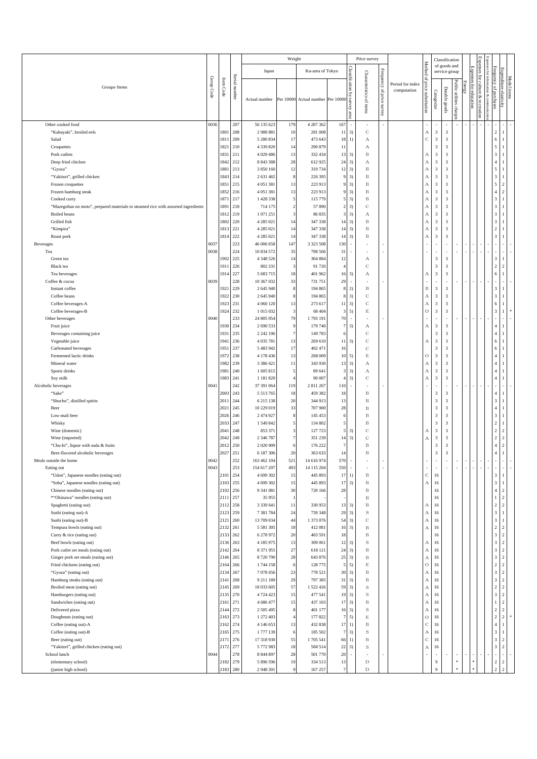| Groups·Items | Group Code | Item Code | Serial number | Weight: Japan Actual number | Weight: Japan Per 10000 | Weight: Ku-area of Tokyo Actual number | Weight: Ku-area of Tokyo Per 10000 | Price survey: Classification by survey area | Price survey: Characteristics of items | Frequency of price survey | Period for index computation | Method of price substitution | Classification of goods and service group: Categorize | | Durable goods | Public utilities charges | Energy | Expenses for education | Expenses for culture & recreation | Expenses for information & communication | Frequency of purchases | Expenditure elasticity | Model items |
|---|---|---|---|---|---|---|---|---|---|---|---|---|---|---|---|---|---|---|---|---|---|---|---|
| Other cooked food | 0036 | | 207 | 56 135 623 | 179 | 4 287 362 | 167 | - | - | - | | - | - | - | - | - | - | - | - | - | - | - | - |
| "Kabayaki", broiled eels | | 1801 | 208 | 2 988 881 | 10 | 281 008 | 11 | 3) | C | | | A | 3 | 3 | | | | | | | 2 | 1 | |
| Salad | | 1811 | 209 | 5 280 834 | 17 | 473 643 | 18 | 1) | A | | | C | 3 | 3 | | | | | | | 6 | 1 | |
| Croquettes | | 1821 | 210 | 4 339 820 | 14 | 290 879 | 11 | | A | | | | 3 | 3 | | | | | | | 5 | 1 | |
| Pork cutlets | | 1831 | 211 | 4 029 486 | 13 | 332 434 | 13 | 3) | B | | | A | 3 | 3 | | | | | | | 3 | 1 | |
| Deep fried chicken | | 1842 | 212 | 8 843 388 | 28 | 612 925 | 24 | 3) | A | | | A | 3 | 3 | | | | | | | 4 | 1 | |
| "Gyoza" | | 1881 | 213 | 3 850 160 | 12 | 319 734 | 12 | 3) | B | | | A | 3 | 3 | | | | | | | 5 | 1 | |
| "Yakitori", grilled chicken | | 1843 | 214 | 2 631 465 | 8 | 226 395 | 9 | 3) | B | | | A | 3 | 3 | | | | | | | 3 | 1 | |
| Frozen croquettes | | 1851 | 215 | 4 051 381 | 13 | 223 913 | 9 | 3) | B | | | A | 3 | 3 | | | | | | | 5 | 2 | |
| Frozen hamburg steak | | 1852 | 216 | 4 051 381 | 13 | 223 913 | 9 | 3) | B | | | A | 3 | 3 | | | | | | | 4 | 2 | |
| Cooked curry | | 1871 | 217 | 1 428 338 | 5 | 115 779 | 5 | 3) | B | | | A | 3 | 3 | | | | | | | 3 | 1 | |
| "Mazegohan no moto", prepared materials to steamed rice with assorted ingredients | | 1891 | 218 | 714 175 | 2 | 57 890 | 2 | 3) | C | | | A | 3 | 3 | | | | | | | 3 | 1 | |
| Boiled beans | | 1812 | 219 | 1 071 251 | 3 | 86 835 | 3 | 3) | A | | | A | 3 | 3 | | | | | | | 3 | 1 | |
| Grilled fish | | 1802 | 220 | 4 285 021 | 14 | 347 338 | 14 | 3) | B | | | A | 3 | 3 | | | | | | | 3 | 1 | |
| "Kimpira" | | 1813 | 221 | 4 285 021 | 14 | 347 338 | 14 | 3) | B | | | A | 3 | 3 | | | | | | | 2 | 1 | |
| Roast pork | | 1814 | 222 | 4 285 021 | 14 | 347 338 | 14 | 3) | B | | | A | 3 | 3 | | | | | | | 3 | 1 | |
| Beverages | 0037 | | 223 | 46 006 658 | 147 | 3 323 508 | 130 | - | - | - | | - | - | - | - | - | - | - | - | - | - | - | - |
| Tea | 0038 | | 224 | 10 834 572 | 35 | 798 566 | 31 | - | - | - | | - | - | - | - | - | - | - | - | - | - | - | - |
| Green tea | | 1902 | 225 | 4 348 526 | 14 | 304 884 | 12 | | A | | | | 3 | 3 | | | | | | | 3 | 1 | |
| Black tea | | 1911 | 226 | 802 331 | 3 | 91 720 | 4 | | C | | | | 3 | 3 | | | | | | | 2 | 2 | |
| Tea beverages | | 1914 | 227 | 5 683 715 | 18 | 401 962 | 16 | 3) | A | | | A | 3 | 3 | | | | | | | 6 | 1 | |
| Coffee & cocoa | 0039 | | 228 | 10 367 032 | 33 | 731 751 | 29 | - | - | - | | - | - | - | - | - | - | - | - | - | - | - | - |
| Instant coffee | | 1921 | 229 | 2 645 940 | 8 | 194 865 | 8 | 2) | B | | | B | 3 | 3 | | | | | | | 3 | 1 | |
| Coffee beans | | 1922 | 230 | 2 645 940 | 8 | 194 865 | 8 | 3) | C | | | A | 3 | 3 | | | | | | | 3 | 1 | |
| Coffee beverages-A | | 1923 | 231 | 4 060 120 | 13 | 273 617 | 11 | 3) | C | | | A | 3 | 3 | | | | | | | 6 | 1 | |
| Coffee beverages-B | | 1924 | 232 | 1 015 032 | 3 | 68 404 | 3 | 5) | E | | | O | 3 | 3 | | | | | | | 3 | 1 | * |
| Other beverages | 0040 | | 233 | 24 805 054 | 79 | 1 793 191 | 70 | - | - | - | | - | - | - | - | - | - | - | - | - | - | - | - |
| Fruit juice | | 1930 | 234 | 2 690 533 | 9 | 179 740 | 7 | 3) | A | | | A | 3 | 3 | | | | | | | 4 | 1 | |
| Beverages containing juice | | 1931 | 235 | 2 242 106 | 7 | 149 783 | 6 | | C | | | | 3 | 3 | | | | | | | 4 | 1 | |
| Vegetable juice | | 1941 | 236 | 4 035 781 | 13 | 269 610 | 11 | 3) | C | | | A | 3 | 3 | | | | | | | 6 | 1 | |
| Carbonated beverages | | 1951 | 237 | 5 483 942 | 17 | 402 471 | 16 | | C | | | | 3 | 3 | | | | | | | 6 | 1 | |
| Fermented lactic drinks | | 1972 | 238 | 4 178 436 | 13 | 268 009 | 10 | 5) | E | | | O | 3 | 3 | | | | | | | 4 | 1 | |
| Mineral water | | 1982 | 239 | 3 386 621 | 11 | 343 930 | 13 | 3) | A | | | A | 3 | 3 | | | | | | | 4 | 1 | |
| Sports drinks | | 1981 | 240 | 1 605 815 | 5 | 89 641 | 3 | 3) | A | | | A | 3 | 3 | | | | | | | 4 | 1 | |
| Soy milk | | 1983 | 241 | 1 181 820 | 4 | 90 007 | 4 | 3) | C | | | A | 3 | 3 | | | | | | | 4 | 1 | |
| Alcoholic beverages | 0041 | | 242 | 37 391 064 | 119 | 2 811 267 | 110 | - | - | - | | - | - | - | - | - | - | - | - | - | - | - | - |
| "Sake" | | 2003 | 243 | 5 513 765 | 18 | 459 382 | 18 | | B | | | | 3 | 3 | | | | | | | 4 | 1 | |
| "Shochu", distilled spirits | | 2011 | 244 | 6 215 138 | 20 | 344 913 | 13 | | B | | | | 3 | 3 | | | | | | | 3 | 1 | |
| Beer | | 2021 | 245 | 10 229 019 | 33 | 707 900 | 28 | | B | | | | 3 | 3 | | | | | | | 4 | 1 | |
| Low-malt beer | | 2026 | 246 | 2 474 927 | 8 | 145 453 | 6 | | B | | | | 3 | 3 | | | | | | | 3 | 1 | |
| Whisky | | 2033 | 247 | 1 549 842 | 5 | 134 802 | 5 | | B | | | | 3 | 3 | | | | | | | 2 | 1 | |
| Wine (domestic) | | 2041 | 248 | 853 371 | 3 | 127 723 | 5 | 3) | C | | | A | 3 | 3 | | | | | | | 2 | 2 | |
| Wine (imported) | | 2042 | 249 | 2 346 787 | 7 | 351 239 | 14 | 3) | C | | | A | 3 | 3 | | | | | | | 2 | 2 | |
| "Chu-hi", liquor with soda & fruits | | 2012 | 250 | 2 020 909 | 6 | 176 222 | 7 | | B | | | | 3 | 3 | | | | | | | 4 | 2 | |
| Beer-flavored alcoholic beverages | | 2027 | 251 | 6 187 306 | 20 | 363 633 | 14 | | B | | | | 3 | 3 | | | | | | | 4 | 1 | |
| Meals outside the home | 0042 | | 252 | 163 462 104 | 521 | 14 616 974 | 570 | - | - | - | | - | - | - | - | - | - | - | - | - | - | - | - |
| Eating out | 0043 | | 253 | 154 617 207 | 493 | 14 115 204 | 550 | - | - | - | | - | - | - | - | - | - | - | - | - | - | - | - |
| "Udon", Japanese noodles (eating out) | | 2101 | 254 | 4 699 302 | 15 | 445 893 | 17 | 1) | B | | | C | 16 | | | | | | | | 3 | 1 | |
| "Soba", Japanese noodles (eating out) | | 2103 | 255 | 4 699 302 | 15 | 445 893 | 17 | 3) | B | | | A | 16 | | | | | | | | 3 | 1 | |
| Chinese noodles (eating out) | | 2102 | 256 | 9 341 081 | 30 | 720 166 | 28 | | B | | | | 16 | | | | | | | | 4 | 2 | |
| *"Okinawa" noodles (eating out) | | 2111 | 257 | 35 955 | 1 | - | | | B | | | | 16 | | | | | | | | 1 | 2 | |
| Spaghetti (eating out) | | 2112 | 258 | 3 339 641 | 11 | 330 953 | 13 | 3) | B | | | A | 16 | | | | | | | | 2 | 2 | |
| Sushi (eating out)-A | | 2123 | 259 | 7 381 784 | 24 | 739 348 | 29 | 3) | S | | | A | 16 | | | | | | | | 3 | 1 | |
| Sushi (eating out)-B | | 2121 | 260 | 13 709 034 | 44 | 1 373 076 | 54 | 3) | C | | | A | 16 | | | | | | | | 3 | 1 | |
| Tempura bowls (eating out) | | 2132 | 261 | 5 581 305 | 18 | 412 081 | 16 | 3) | B | | | A | 16 | | | | | | | | 2 | 2 | |
| Curry & rice (eating out) | | 2133 | 262 | 6 278 972 | 20 | 463 591 | 18 | | B | | | | 16 | | | | | | | | 3 | 2 | |
| Beef bowls (eating out) | | 2136 | 263 | 4 185 975 | 13 | 309 061 | 12 | 3) | S | | | A | 16 | | | | | | | | 3 | 2 | |
| Pork cutlet set meals (eating out) | | 2142 | 264 | 8 371 955 | 27 | 618 121 | 24 | 3) | B | | | A | 16 | | | | | | | | 3 | 2 | |
| Ginger pork set meals (eating out) | | 2146 | 265 | 8 720 790 | 28 | 643 876 | 25 | 3) | B | | | A | 16 | | | | | | | | 3 | 2 | |
| Fried chickens (eating out) | | 2164 | 266 | 1 744 158 | 6 | 128 775 | 5 | 5) | E | | | O | 16 | | | | | | | | 2 | 2 | |
| "Gyoza" (eating out) | | 2134 | 267 | 7 078 656 | 23 | 778 521 | 30 | 3) | B | | | A | 16 | | | | | | | | 3 | 2 | |
| Hamburg steaks (eating out) | | 2141 | 268 | 9 211 189 | 29 | 797 385 | 31 | 3) | B | | | A | 16 | | | | | | | | 3 | 2 | |
| Broiled meat (eating out) | | 2145 | 269 | 18 033 605 | 57 | 1 522 426 | 59 | 3) | S | | | A | 16 | | | | | | | | 2 | 2 | |
| Hamburgers (eating out) | | 2135 | 270 | 4 724 423 | 15 | 477 541 | 19 | 3) | S | | | A | 16 | | | | | | | | 3 | 2 | |
| Sandwiches (eating out) | | 2161 | 271 | 4 686 477 | 15 | 437 103 | 17 | 3) | B | | | A | 16 | | | | | | | | 1 | 2 | |
| Delivered pizza | | 2144 | 272 | 2 505 495 | 8 | 401 177 | 16 | 3) | S | | | A | 16 | | | | | | | | 2 | 2 | |
| Doughnuts (eating out) | | 2163 | 273 | 1 272 403 | 4 | 177 822 | 7 | 5) | E | | | O | 16 | | | | | | | | 2 | 2 | * |
| Coffee (eating out)-A | | 2162 | 274 | 4 146 653 | 13 | 432 838 | 17 | 1) | B | | | C | 16 | | | | | | | | 4 | 1 | |
| Coffee (eating out)-B | | 2165 | 275 | 1 777 139 | 6 | 185 502 | 7 | 3) | S | | | A | 16 | | | | | | | | 3 | 1 | |
| Beer (eating out) | | 2171 | 276 | 17 318 930 | 55 | 1 705 541 | 66 | 1) | B | | | C | 16 | | | | | | | | 3 | 2 | |
| "Yakitori", grilled chicken (eating out) | | 2172 | 277 | 5 772 983 | 18 | 568 514 | 22 | 3) | S | | | A | 16 | | | | | | | | 3 | 2 | |
| School lunch | 0044 | | 278 | 8 844 897 | 28 | 501 770 | 20 | - | - | - | | - | - | - | - | - | - | - | - | - | - | - | - |
| (elementary school) | | 2182 | 279 | 5 896 596 | 19 | 334 513 | 13 | | D | | | | 9 | | | * | | * | | | 2 | 2 | |
| (junior high school) | | 2183 | 280 | 2 948 301 | 9 | 167 257 | 7 | | D | | | | 9 | | | * | | * | | | 2 | 2 | |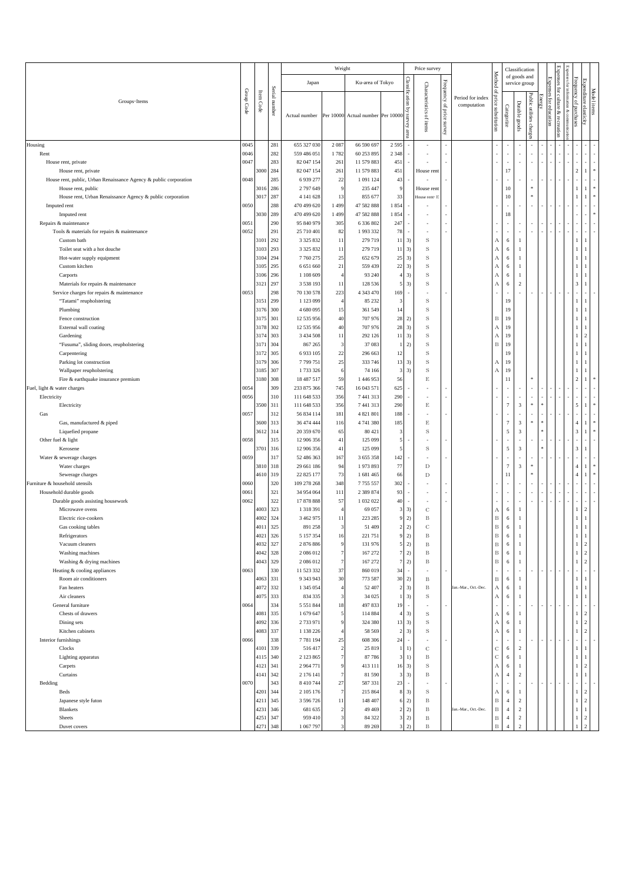| Groups・Items | Group Code | Item Code | Serial number | Weight: Japan: Actual number | Weight: Japan: Per 10000 | Weight: Ku-area of Tokyo: Actual number | Weight: Ku-area of Tokyo: Per 10000 | Price survey: Classification by survey area | Price survey: Characteristics of items | Price survey: Frequency of price survey | Period for index computation | Method of price substitution | Classification of goods and service group: Categorize | Classification of goods and service group: Durable goods | Classification of goods and service group: Public utilities charges | Energy | Expenses for education | Expenses for culture & recreation | Expenses for information & communication | Frequency of purchases | Expenditure elasticity | Model items |
|---|---|---|---|---|---|---|---|---|---|---|---|---|---|---|---|---|---|---|---|---|---|---|
| Housing | 0045 | | 281 | 655 327 030 | 2 087 | 66 590 697 | 2 595 | - | - | - | | - | - | - | - | - | - | - | - | - | - | - |
| Rent | 0046 | | 282 | 559 486 051 | 1 782 | 60 253 895 | 2 348 | - | - | - | | - | - | - | - | - | - | - | - | - | - | - |
| House rent, private | 0047 | | 283 | 82 047 154 | 261 | 11 579 883 | 451 | - | - | - | | - | - | - | - | - | - | - | - | - | - | - |
| House rent, private | | 3000 | 284 | 82 047 154 | 261 | 11 579 883 | 451 | | House rent | | | | 17 | | | | | | | 2 | 1 | * |
| House rent, public, Urban Renaissance Agency & public corporation | 0048 | | 285 | 6 939 277 | 22 | 1 091 124 | 43 | - | - | - | | - | - | - | - | - | - | - | - | - | - | - |
| House rent, public | | 3016 | 286 | 2 797 649 | 9 | 235 447 | 9 | | House rent | | | | 10 | | * | | | | | 1 | 1 | * |
| House rent, Urban Renaissance Agency & public corporation | | 3017 | 287 | 4 141 628 | 13 | 855 677 | 33 | | House rent・E | | | | 10 | | * | | | | | 1 | 1 | * |
| Imputed rent | 0050 | | 288 | 470 499 620 | 1 499 | 47 582 888 | 1 854 | - | - | - | | - | - | - | - | - | - | - | - | - | - | - |
| Imputed rent | | 3030 | 289 | 470 499 620 | 1 499 | 47 582 888 | 1 854 | | - | | | | 18 | | | | | | | | | * |
| Repairs & maintenance | 0051 | | 290 | 95 840 979 | 305 | 6 336 802 | 247 | - | - | - | | - | - | - | - | - | - | - | - | - | - | - |
| Tools & materials for repairs & maintenance | 0052 | | 291 | 25 710 401 | 82 | 1 993 332 | 78 | - | - | - | | - | - | - | - | - | - | - | - | - | - | - |
| Custom bath | | 3101 | 292 | 3 325 832 | 11 | 279 719 | 11 | 3) | S | | | A | 6 | 1 | | | | | | 1 | 1 | |
| Toilet seat with a hot douche | | 3103 | 293 | 3 325 832 | 11 | 279 719 | 11 | 3) | S | | | A | 6 | 1 | | | | | | 1 | 1 | |
| Hot-water supply equipment | | 3104 | 294 | 7 760 275 | 25 | 652 679 | 25 | 3) | S | | | A | 6 | 1 | | | | | | 1 | 1 | |
| Custom kitchen | | 3105 | 295 | 6 651 660 | 21 | 559 439 | 22 | 3) | S | | | A | 6 | 1 | | | | | | 1 | 1 | |
| Carports | | 3106 | 296 | 1 108 609 | 4 | 93 240 | 4 | 3) | S | | | A | 6 | 1 | | | | | | 1 | 1 | |
| Materials for repairs & maintenance | | 3121 | 297 | 3 538 193 | 11 | 128 536 | 5 | 3) | S | | | A | 6 | 2 | | | | | | 3 | 1 | |
| Service charges for repairs & maintenance | 0053 | | 298 | 70 130 578 | 223 | 4 343 470 | 169 | - | - | - | | - | - | - | - | - | - | - | - | - | - | - |
| "Tatami" reupholstering | | 3151 | 299 | 1 123 099 | 4 | 85 232 | 3 | | S | | | | 19 | | | | | | | 1 | 1 | |
| Plumbing | | 3176 | 300 | 4 680 095 | 15 | 361 549 | 14 | | S | | | | 19 | | | | | | | 1 | 1 | |
| Fence construction | | 3175 | 301 | 12 535 956 | 40 | 707 976 | 28 | 2) | S | | | B | 19 | | | | | | | 1 | 1 | |
| External wall coating | | 3178 | 302 | 12 535 956 | 40 | 707 976 | 28 | 3) | S | | | A | 19 | | | | | | | 1 | 1 | |
| Gardening | | 3174 | 303 | 3 434 508 | 11 | 292 126 | 11 | 3) | S | | | A | 19 | | | | | | | 1 | 2 | |
| "Fusuma", sliding doors, reupholstering | | 3171 | 304 | 867 265 | 3 | 37 083 | 1 | 2) | S | | | B | 19 | | | | | | | 1 | 1 | |
| Carpentering | | 3172 | 305 | 6 933 105 | 22 | 296 663 | 12 | | S | | | | 19 | | | | | | | 1 | 1 | |
| Parking lot construction | | 3179 | 306 | 7 799 751 | 25 | 333 746 | 13 | 3) | S | | | A | 19 | | | | | | | 1 | 1 | |
| Wallpaper reupholstering | | 3185 | 307 | 1 733 326 | 6 | 74 166 | 3 | 3) | S | | | A | 19 | | | | | | | 1 | 1 | |
| Fire & earthquake insurance premium | | 3180 | 308 | 18 487 517 | 59 | 1 446 953 | 56 | | E | | | | 11 | | * | | | | | 2 | 1 | * |
| Fuel, light & water charges | 0054 | | 309 | 233 875 366 | 745 | 16 043 571 | 625 | - | - | - | | - | - | - | - | - | - | - | - | - | - | - |
| Electricity | 0056 | | 310 | 111 648 533 | 356 | 7 441 313 | 290 | - | - | - | | - | - | - | - | - | - | - | - | - | - | - |
| Electricity | | 3500 | 311 | 111 648 533 | 356 | 7 441 313 | 290 | | E | | | | 7 | 3 | * | * | | | | 5 | 1 | * |
| Gas | 0057 | | 312 | 56 834 114 | 181 | 4 821 801 | 188 | - | - | - | | - | - | - | - | - | - | - | - | - | - | - |
| Gas, manufactured & piped | | 3600 | 313 | 36 474 444 | 116 | 4 741 380 | 185 | | E | | | | 7 | 3 | * | * | | | | 4 | 1 | * |
| Liquefied propane | | 3612 | 314 | 20 359 670 | 65 | 80 421 | 3 | | S | | | | 5 | 3 | | * | | | | 3 | 1 | * |
| Other fuel & light | 0058 | | 315 | 12 906 356 | 41 | 125 099 | 5 | - | - | - | | - | - | - | - | - | - | - | - | - | - | - |
| Kerosene | | 3701 | 316 | 12 906 356 | 41 | 125 099 | 5 | | S | | | | 5 | 3 | | * | | | | 3 | 1 | |
| Water & sewerage charges | 0059 | | 317 | 52 486 363 | 167 | 3 655 358 | 142 | - | - | - | | - | - | - | - | - | - | - | - | - | - | - |
| Water charges | | 3810 | 318 | 29 661 186 | 94 | 1 973 893 | 77 | | D | | | | 7 | 3 | * | | | | | 4 | 1 | * |
| Sewerage charges | | 4610 | 319 | 22 825 177 | 73 | 1 681 465 | 66 | | D | | | | 11 | | * | | | | | 4 | 1 | * |
| Furniture & household utensils | 0060 | | 320 | 109 278 268 | 348 | 7 755 557 | 302 | - | - | - | | - | - | - | - | - | - | - | - | - | - | - |
| Household durable goods | 0061 | | 321 | 34 954 064 | 111 | 2 389 874 | 93 | - | - | - | | - | - | - | - | - | - | - | - | - | - | - |
| Durable goods assisting housework | 0062 | | 322 | 17 878 888 | 57 | 1 032 022 | 40 | - | - | - | | - | - | - | - | - | - | - | - | - | - | - |
| Microwave ovens | | 4003 | 323 | 1 318 391 | 4 | 69 057 | 3 | 3) | C | | | A | 6 | 1 | | | | | | 1 | 2 | |
| Electric rice-cookers | | 4002 | 324 | 3 462 975 | 11 | 223 285 | 9 | 2) | B | | | B | 6 | 1 | | | | | | 1 | 1 | |
| Gas cooking tables | | 4011 | 325 | 891 258 | 3 | 51 409 | 2 | 2) | C | | | B | 6 | 1 | | | | | | 1 | 1 | |
| Refrigerators | | 4021 | 326 | 5 157 354 | 16 | 221 751 | 9 | 2) | B | | | B | 6 | 1 | | | | | | 1 | 1 | |
| Vacuum cleaners | | 4032 | 327 | 2 876 886 | 9 | 131 976 | 5 | 2) | B | | | B | 6 | 1 | | | | | | 1 | 2 | |
| Washing machines | | 4042 | 328 | 2 086 012 | 7 | 167 272 | 7 | 2) | B | | | B | 6 | 1 | | | | | | 1 | 2 | |
| Washing & drying machines | | 4043 | 329 | 2 086 012 | 7 | 167 272 | 7 | 2) | B | | | B | 6 | 1 | | | | | | 1 | 2 | |
| Heating & cooling appliances | 0063 | | 330 | 11 523 332 | 37 | 860 019 | 34 | - | - | - | | - | - | - | - | - | - | - | - | - | - | - |
| Room air conditioners | | 4063 | 331 | 9 343 943 | 30 | 773 587 | 30 | 2) | B | | | B | 6 | 1 | | | | | | 1 | 1 | |
| Fan heaters | | 4072 | 332 | 1 345 054 | 4 | 52 407 | 2 | 3) | B | | Jan.-Mar., Oct.-Dec. | A | 6 | 1 | | | | | | 1 | 1 | |
| Air cleaners | | 4075 | 333 | 834 335 | 3 | 34 025 | 1 | 3) | S | | | A | 6 | 1 | | | | | | 1 | 1 | |
| General furniture | 0064 | | 334 | 5 551 844 | 18 | 497 833 | 19 | - | - | - | | - | - | - | - | - | - | - | - | - | - | - |
| Chests of drawers | | 4081 | 335 | 1 679 647 | 5 | 114 884 | 4 | 3) | S | | | A | 6 | 1 | | | | | | 1 | 2 | |
| Dining sets | | 4092 | 336 | 2 733 971 | 9 | 324 380 | 13 | 3) | S | | | A | 6 | 1 | | | | | | 1 | 2 | |
| Kitchen cabinets | | 4083 | 337 | 1 138 226 | 4 | 58 569 | 2 | 3) | S | | | A | 6 | 1 | | | | | | 1 | 2 | |
| Interior furnishings | 0066 | | 338 | 7 781 194 | 25 | 608 306 | 24 | - | - | - | | - | - | - | - | - | - | - | - | - | - | - |
| Clocks | | 4101 | 339 | 516 417 | 2 | 25 819 | 1 | 1) | C | | | C | 6 | 2 | | | | | | 1 | 1 | |
| Lighting apparatus | | 4115 | 340 | 2 123 865 | 7 | 87 786 | 3 | 1) | B | | | C | 6 | 1 | | | | | | 1 | 1 | |
| Carpets | | 4121 | 341 | 2 964 771 | 9 | 413 111 | 16 | 3) | S | | | A | 6 | 1 | | | | | | 1 | 2 | |
| Curtains | | 4141 | 342 | 2 176 141 | 7 | 81 590 | 3 | 3) | B | | | A | 4 | 2 | | | | | | 1 | 1 | |
| Bedding | 0070 | | 343 | 8 410 744 | 27 | 587 331 | 23 | - | - | - | | - | - | - | - | - | - | - | - | - | - | - |
| Beds | | 4201 | 344 | 2 105 176 | 7 | 215 864 | 8 | 3) | S | | | A | 6 | 1 | | | | | | 1 | 2 | |
| Japanese style futon | | 4211 | 345 | 3 596 726 | 11 | 148 407 | 6 | 2) | B | | | B | 4 | 2 | | | | | | 1 | 2 | |
| Blankets | | 4231 | 346 | 681 635 | 2 | 49 469 | 2 | 2) | B | | Jan.-Mar., Oct.-Dec. | B | 4 | 2 | | | | | | 1 | 1 | |
| Sheets | | 4251 | 347 | 959 410 | 3 | 84 322 | 3 | 2) | B | | | B | 4 | 2 | | | | | | 1 | 2 | |
| Duvet covers | | 4271 | 348 | 1 067 797 | 3 | 89 269 | 3 | 2) | B | | | B | 4 | 2 | | | | | | 1 | 2 | |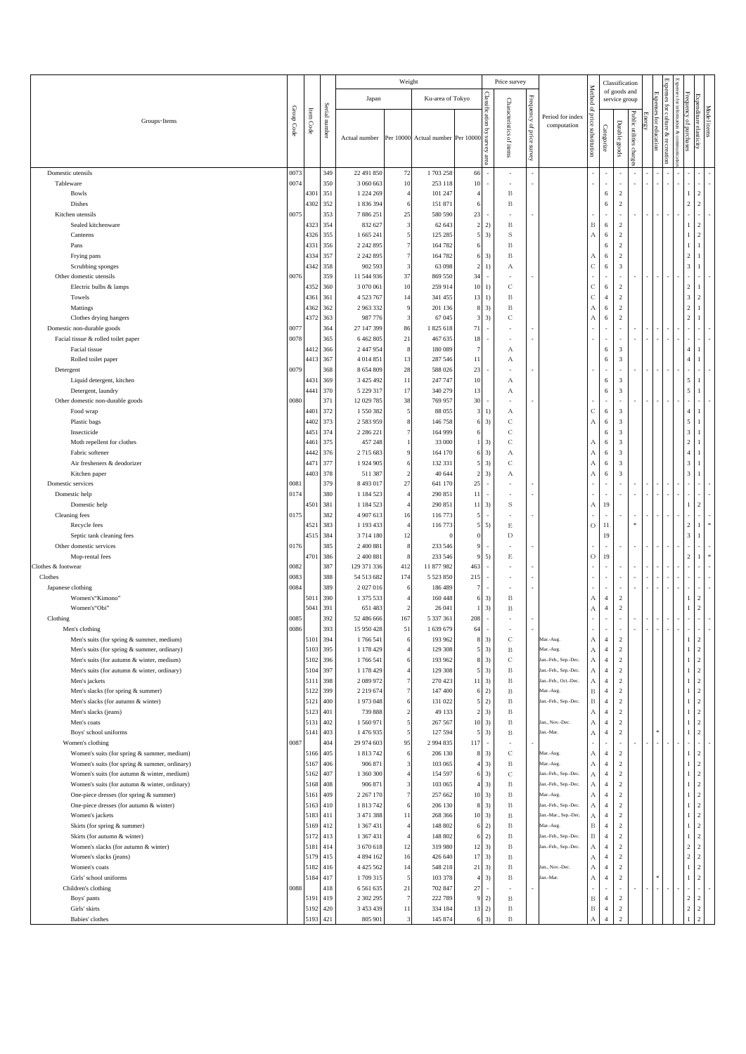| Groups・Items | Group Code | Item Code | Serial number | Weight | | | | Price survey | | | Period for index computation | Method of price substitution | Classification of goods and service group | | | | | | | Frequency of purchases | Expenditure elasticity | Model items |
|---|---|---|---|---|---|---|---|---|---|---|---|---|---|---|---|---|---|---|---|---|---|---|
| | | | | Japan | | Ku-area of Tokyo | | Classification by survey area | Characteristics of items | Frequency of price survey | | | Categorize | Durable goods | Public utilities charges | Energy | Expenses for education | Expenses for culture & recreation | Expenses for information & communication | | | |
| | | | | Actual number | Per 10000 | Actual number | Per 10000 | | | | | | | | | | | | | | | |
| Domestic utensils | 0073 | | 349 | 22 491 850 | 72 | 1 703 258 | 66 | - | - | - | | - | - | - | - | - | - | - | - | - | - | - |
| Tableware | 0074 | | 350 | 3 060 663 | 10 | 253 118 | 10 | - | - | - | | - | - | - | - | - | - | - | - | - | - | - |
| Bowls | | 4301 | 351 | 1 224 269 | 4 | 101 247 | 4 | | B | | | | 6 | 2 | | | | | | 1 | 2 | |
| Dishes | | 4302 | 352 | 1 836 394 | 6 | 151 871 | 6 | | B | | | | 6 | 2 | | | | | | 2 | 2 | |
| Kitchen utensils | 0075 | | 353 | 7 886 251 | 25 | 580 590 | 23 | - | - | - | | - | - | - | - | - | - | - | - | - | - | - |
| Sealed kitchenware | | 4323 | 354 | 832 627 | 3 | 62 643 | 2 | 2) | B | | | B | 6 | 2 | | | | | | 1 | 2 | |
| Canteens | | 4326 | 355 | 1 665 241 | 5 | 125 285 | 5 | 3) | S | | | A | 6 | 2 | | | | | | 1 | 2 | |
| Pans | | 4331 | 356 | 2 242 895 | 7 | 164 782 | 6 | | B | | | | 6 | 2 | | | | | | 1 | 1 | |
| Frying pans | | 4334 | 357 | 2 242 895 | 7 | 164 782 | 6 | 3) | B | | | A | 6 | 2 | | | | | | 2 | 1 | |
| Scrubbing sponges | | 4342 | 358 | 902 593 | 3 | 63 098 | 2 | 1) | A | | | C | 6 | 3 | | | | | | 3 | 1 | |
| Other domestic utensils | 0076 | | 359 | 11 544 936 | 37 | 869 550 | 34 | - | - | - | | - | - | - | - | - | - | - | - | - | - | - |
| Electric bulbs & lamps | | 4352 | 360 | 3 070 061 | 10 | 259 914 | 10 | 1) | C | | | C | 6 | 2 | | | | | | 2 | 1 | |
| Towels | | 4361 | 361 | 4 523 767 | 14 | 341 455 | 13 | 1) | B | | | C | 4 | 2 | | | | | | 3 | 2 | |
| Mattings | | 4362 | 362 | 2 963 332 | 9 | 201 136 | 8 | 3) | B | | | A | 6 | 2 | | | | | | 2 | 1 | |
| Clothes drying hangers | | 4372 | 363 | 987 776 | 3 | 67 045 | 3 | 3) | C | | | A | 6 | 2 | | | | | | 2 | 1 | |
| Domestic non-durable goods | 0077 | | 364 | 27 147 399 | 86 | 1 825 618 | 71 | - | - | - | | - | - | - | - | - | - | - | - | - | - | - |
| Facial tissue & rolled toilet paper | 0078 | | 365 | 6 462 805 | 21 | 467 635 | 18 | - | - | - | | - | - | - | - | - | - | - | - | - | - | - |
| Facial tissue | | 4412 | 366 | 2 447 954 | 8 | 180 089 | 7 | | A | | | | 6 | 3 | | | | | | 4 | 1 | |
| Rolled toilet paper | | 4413 | 367 | 4 014 851 | 13 | 287 546 | 11 | | A | | | | 6 | 3 | | | | | | 4 | 1 | |
| Detergent | 0079 | | 368 | 8 654 809 | 28 | 588 026 | 23 | - | - | - | | - | - | - | - | - | - | - | - | - | - | - |
| Liquid detergent, kitchen | | 4431 | 369 | 3 425 492 | 11 | 247 747 | 10 | | A | | | | 6 | 3 | | | | | | 5 | 1 | |
| Detergent, laundry | | 4441 | 370 | 5 229 317 | 17 | 340 279 | 13 | | A | | | | 6 | 3 | | | | | | 5 | 1 | |
| Other domestic non-durable goods | 0080 | | 371 | 12 029 785 | 38 | 769 957 | 30 | - | - | - | | - | - | - | - | - | - | - | - | - | - | - |
| Food wrap | | 4401 | 372 | 1 550 382 | 5 | 88 055 | 3 | 1) | A | | | C | 6 | 3 | | | | | | 4 | 1 | |
| Plastic bags | | 4402 | 373 | 2 583 959 | 8 | 146 758 | 6 | 3) | C | | | A | 6 | 3 | | | | | | 5 | 1 | |
| Insecticide | | 4451 | 374 | 2 286 221 | 7 | 164 999 | 6 | | C | | | | 6 | 3 | | | | | | 3 | 1 | |
| Moth repellent for clothes | | 4461 | 375 | 457 248 | 1 | 33 000 | 1 | 3) | C | | | A | 6 | 3 | | | | | | 2 | 1 | |
| Fabric softener | | 4442 | 376 | 2 715 683 | 9 | 164 170 | 6 | 3) | A | | | A | 6 | 3 | | | | | | 4 | 1 | |
| Air fresheners & deodorizer | | 4471 | 377 | 1 924 905 | 6 | 132 331 | 5 | 3) | C | | | A | 6 | 3 | | | | | | 3 | 1 | |
| Kitchen paper | | 4403 | 378 | 511 387 | 2 | 40 644 | 2 | 3) | A | | | A | 6 | 3 | | | | | | 3 | 1 | |
| Domestic services | 0081 | | 379 | 8 493 017 | 27 | 641 170 | 25 | - | - | - | | - | - | - | - | - | - | - | - | - | - | - |
| Domestic help | 0174 | | 380 | 1 184 523 | 4 | 290 851 | 11 | - | - | - | | - | - | - | - | - | - | - | - | - | - | - |
| Domestic help | | 4501 | 381 | 1 184 523 | 4 | 290 851 | 11 | 3) | S | | | A | 19 | | | | | | | 1 | 2 | |
| Cleaning fees | 0175 | | 382 | 4 907 613 | 16 | 116 773 | 5 | - | - | - | | - | - | - | - | - | - | - | - | - | - | - |
| Recycle fees | | 4521 | 383 | 1 193 433 | 4 | 116 773 | 5 | 5) | E | | | O | 11 | | * | | | | | 2 | 1 | * |
| Septic tank cleaning fees | | 4515 | 384 | 3 714 180 | 12 | 0 | 0 | | D | | | | 19 | | | | | | | 3 | 1 | |
| Other domestic services | 0176 | | 385 | 2 400 881 | 8 | 233 546 | 9 | - | - | - | | - | - | - | - | - | - | - | - | - | - | - |
| Mop-rental fees | | 4701 | 386 | 2 400 881 | 8 | 233 546 | 9 | 5) | E | | | O | 19 | | | | | | | 2 | 1 | * |
| Clothes & footwear | 0082 | | 387 | 129 371 336 | 412 | 11 877 982 | 463 | - | - | - | | - | - | - | - | - | - | - | - | - | - | - |
| Clothes | 0083 | | 388 | 54 513 682 | 174 | 5 523 850 | 215 | - | - | - | | - | - | - | - | - | - | - | - | - | - | - |
| Japanese clothing | 0084 | | 389 | 2 027 016 | 6 | 186 489 | 7 | - | - | - | | - | - | - | - | - | - | - | - | - | - | - |
| Women's"Kimono" | | 5011 | 390 | 1 375 533 | 4 | 160 448 | 6 | 3) | B | | | A | 4 | 2 | | | | | | 1 | 2 | |
| Women's"Obi" | | 5041 | 391 | 651 483 | 2 | 26 041 | 1 | 3) | B | | | A | 4 | 2 | | | | | | 1 | 2 | |
| Clothing | 0085 | | 392 | 52 486 666 | 167 | 5 337 361 | 208 | - | - | - | | - | - | - | - | - | - | - | - | - | - | - |
| Men's clothing | 0086 | | 393 | 15 950 428 | 51 | 1 639 679 | 64 | - | - | - | | - | - | - | - | - | - | - | - | - | - | - |
| Men's suits (for spring & summer, medium) | | 5101 | 394 | 1 766 541 | 6 | 193 962 | 8 | 3) | C | | Mar.-Aug. | A | 4 | 2 | | | | | | 1 | 2 | |
| Men's suits (for spring & summer, ordinary) | | 5103 | 395 | 1 178 429 | 4 | 129 308 | 5 | 3) | B | | Mar.-Aug. | A | 4 | 2 | | | | | | 1 | 2 | |
| Men's suits (for autumn & winter, medium) | | 5102 | 396 | 1 766 541 | 6 | 193 962 | 8 | 3) | C | | Jan.-Feb., Sep.-Dec. | A | 4 | 2 | | | | | | 1 | 2 | |
| Men's suits (for autumn & winter, ordinary) | | 5104 | 397 | 1 178 429 | 4 | 129 308 | 5 | 3) | B | | Jan.-Feb., Sep.-Dec. | A | 4 | 2 | | | | | | 1 | 2 | |
| Men's jackets | | 5111 | 398 | 2 089 972 | 7 | 270 423 | 11 | 3) | B | | Jan.-Feb., Oct.-Dec. | A | 4 | 2 | | | | | | 1 | 2 | |
| Men's slacks (for spring & summer) | | 5122 | 399 | 2 219 674 | 7 | 147 400 | 6 | 2) | B | | Mar.-Aug. | B | 4 | 2 | | | | | | 1 | 2 | |
| Men's slacks (for autumn & winter) | | 5121 | 400 | 1 973 048 | 6 | 131 022 | 5 | 2) | B | | Jan.-Feb., Sep.-Dec. | B | 4 | 2 | | | | | | 1 | 2 | |
| Men's slacks (jeans) | | 5123 | 401 | 739 888 | 2 | 49 133 | 2 | 3) | B | | | A | 4 | 2 | | | | | | 1 | 2 | |
| Men's coats | | 5131 | 402 | 1 560 971 | 5 | 267 567 | 10 | 3) | B | | Jan., Nov.-Dec. | A | 4 | 2 | | | | | | 1 | 2 | |
| Boys' school uniforms | | 5141 | 403 | 1 476 935 | 5 | 127 594 | 5 | 3) | B | | Jan.-Mar. | A | 4 | 2 | | | * | | | 1 | 2 | |
| Women's clothing | 0087 | | 404 | 29 974 603 | 95 | 2 994 835 | 117 | - | - | - | | - | - | - | - | - | - | - | - | - | - | - |
| Women's suits (for spring & summer, medium) | | 5166 | 405 | 1 813 742 | 6 | 206 130 | 8 | 3) | C | | Mar.-Aug. | A | 4 | 2 | | | | | | 1 | 2 | |
| Women's suits (for spring & summer, ordinary) | | 5167 | 406 | 906 871 | 3 | 103 065 | 4 | 3) | B | | Mar.-Aug. | A | 4 | 2 | | | | | | 1 | 2 | |
| Women's suits (for autumn & winter, medium) | | 5162 | 407 | 1 360 300 | 4 | 154 597 | 6 | 3) | C | | Jan.-Feb., Sep.-Dec. | A | 4 | 2 | | | | | | 1 | 2 | |
| Women's suits (for autumn & winter, ordinary) | | 5168 | 408 | 906 871 | 3 | 103 065 | 4 | 3) | B | | Jan.-Feb., Sep.-Dec. | A | 4 | 2 | | | | | | 1 | 2 | |
| One-piece dresses (for spring & summer) | | 5161 | 409 | 2 267 170 | 7 | 257 662 | 10 | 3) | B | | Mar.-Aug. | A | 4 | 2 | | | | | | 1 | 2 | |
| One-piece dresses (for autumn & winter) | | 5163 | 410 | 1 813 742 | 6 | 206 130 | 8 | 3) | B | | Jan.-Feb., Sep.-Dec. | A | 4 | 2 | | | | | | 1 | 2 | |
| Women's jackets | | 5183 | 411 | 3 471 388 | 11 | 268 366 | 10 | 3) | B | | Jan.-Mar., Sep.-Dec. | A | 4 | 2 | | | | | | 1 | 2 | |
| Skirts (for spring & summer) | | 5169 | 412 | 1 367 431 | 4 | 148 802 | 6 | 2) | B | | Mar.-Aug. | B | 4 | 2 | | | | | | 1 | 2 | |
| Skirts (for autumn & winter) | | 5172 | 413 | 1 367 431 | 4 | 148 802 | 6 | 2) | B | | Jan.-Feb., Sep.-Dec. | B | 4 | 2 | | | | | | 1 | 2 | |
| Women's slacks (for autumn & winter) | | 5181 | 414 | 3 670 618 | 12 | 319 980 | 12 | 3) | B | | Jan.-Feb., Sep.-Dec. | A | 4 | 2 | | | | | | 2 | 2 | |
| Women's slacks (jeans) | | 5179 | 415 | 4 894 162 | 16 | 426 640 | 17 | 3) | B | | | A | 4 | 2 | | | | | | 2 | 2 | |
| Women's coats | | 5182 | 416 | 4 425 562 | 14 | 548 218 | 21 | 3) | B | | Jan., Nov.-Dec. | A | 4 | 2 | | | | | | 1 | 2 | |
| Girls' school uniforms | | 5184 | 417 | 1 709 315 | 5 | 103 378 | 4 | 3) | B | | Jan.-Mar. | A | 4 | 2 | | | * | | | 1 | 2 | |
| Children's clothing | 0088 | | 418 | 6 561 635 | 21 | 702 847 | 27 | - | - | - | | - | - | - | - | - | - | - | - | - | - | - |
| Boys' pants | | 5191 | 419 | 2 302 295 | 7 | 222 789 | 9 | 2) | B | | | B | 4 | 2 | | | | | | 2 | 2 | |
| Girls' skirts | | 5192 | 420 | 3 453 439 | 11 | 334 184 | 13 | 2) | B | | | B | 4 | 2 | | | | | | 2 | 2 | |
| Babies' clothes | | 5193 | 421 | 805 901 | 3 | 145 874 | 6 | 3) | B | | | A | 4 | 2 | | | | | | 1 | 2 | |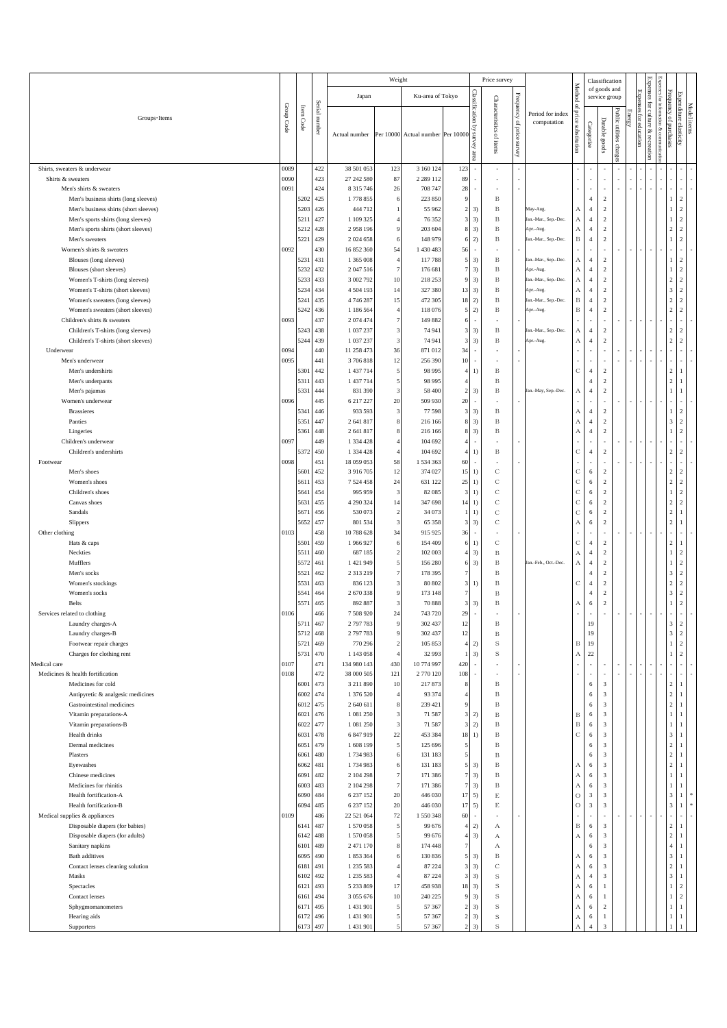| Groups･Items | Group Code | Item Code | Serial number | Weight: Japan: Actual number | Weight: Japan: Per 10000 | Weight: Ku-area of Tokyo: Actual number | Weight: Ku-area of Tokyo: Per 10000 | Price survey: Classification by survey area | Price survey: Characteristics of items | Price survey: Frequency of price survey | Period for index computation | Method of price substitution | Classification of goods and service group: Categorize | Classification of goods and service group: Durable goods | Classification of goods and service group: Public utilities charges | Energy | Expenses for education | Expenses for culture & recreation | Expenses for information & communication | Frequency of purchases | Expenditure elasticity | Model items |
|---|---|---|---|---|---|---|---|---|---|---|---|---|---|---|---|---|---|---|---|---|---|---|
| Shirts, sweaters & underwear | 0089 | | 422 | 38 501 053 | 123 | 3 160 124 | 123 | - | - | - | | - | - | - | - | - | - | - | - | - | - | - |
| Shirts & sweaters | 0090 | | 423 | 27 242 580 | 87 | 2 289 112 | 89 | - | - | - | | - | - | - | - | - | - | - | - | - | - | - |
| Men's shirts & sweaters | 0091 | | 424 | 8 315 746 | 26 | 708 747 | 28 | - | - | - | | - | - | - | - | - | - | - | - | - | - | - |
| Men's business shirts (long sleeves) | | 5202 | 425 | 1 778 855 | 6 | 223 850 | 9 | | B | | | | 4 | 2 | | | | | | 1 | 2 | |
| Men's business shirts (short sleeves) | | 5203 | 426 | 444 712 | 1 | 55 962 | 2 | 3) | B | | May-Aug. | A | 4 | 2 | | | | | | 1 | 2 | |
| Men's sports shirts (long sleeves) | | 5211 | 427 | 1 109 325 | 4 | 76 352 | 3 | 3) | B | | Jan.-Mar., Sep.-Dec. | A | 4 | 2 | | | | | | 1 | 2 | |
| Men's sports shirts (short sleeves) | | 5212 | 428 | 2 958 196 | 9 | 203 604 | 8 | 3) | B | | Apr.-Aug. | A | 4 | 2 | | | | | | 2 | 2 | |
| Men's sweaters | | 5221 | 429 | 2 024 658 | 6 | 148 979 | 6 | 2) | B | | Jan.-Mar., Sep.-Dec. | B | 4 | 2 | | | | | | 1 | 2 | |
| Women's shirts & sweaters | 0092 | | 430 | 16 852 360 | 54 | 1 430 483 | 56 | - | - | - | | - | - | - | - | - | - | - | - | - | - | - |
| Blouses (long sleeves) | | 5231 | 431 | 1 365 008 | 4 | 117 788 | 5 | 3) | B | | Jan.-Mar., Sep.-Dec. | A | 4 | 2 | | | | | | 1 | 2 | |
| Blouses (short sleeves) | | 5232 | 432 | 2 047 516 | 7 | 176 681 | 7 | 3) | B | | Apr.-Aug. | A | 4 | 2 | | | | | | 1 | 2 | |
| Women's T-shirts (long sleeves) | | 5233 | 433 | 3 002 792 | 10 | 218 253 | 9 | 3) | B | | Jan.-Mar., Sep.-Dec. | A | 4 | 2 | | | | | | 2 | 2 | |
| Women's T-shirts (short sleeves) | | 5234 | 434 | 4 504 193 | 14 | 327 380 | 13 | 3) | B | | Apr.-Aug. | A | 4 | 2 | | | | | | 3 | 2 | |
| Women's sweaters (long sleeves) | | 5241 | 435 | 4 746 287 | 15 | 472 305 | 18 | 2) | B | | Jan.-Mar., Sep.-Dec. | B | 4 | 2 | | | | | | 2 | 2 | |
| Women's sweaters (short sleeves) | | 5242 | 436 | 1 186 564 | 4 | 118 076 | 5 | 2) | B | | Apr.-Aug. | B | 4 | 2 | | | | | | 2 | 2 | |
| Children's shirts & sweaters | 0093 | | 437 | 2 074 474 | 7 | 149 882 | 6 | - | - | - | | - | - | - | - | - | - | - | - | - | - | - |
| Children's T-shirts (long sleeves) | | 5243 | 438 | 1 037 237 | 3 | 74 941 | 3 | 3) | B | | Jan.-Mar., Sep.-Dec. | A | 4 | 2 | | | | | | 2 | 2 | |
| Children's T-shirts (short sleeves) | | 5244 | 439 | 1 037 237 | 3 | 74 941 | 3 | 3) | B | | Apr.-Aug. | A | 4 | 2 | | | | | | 2 | 2 | |
| Underwear | 0094 | | 440 | 11 258 473 | 36 | 871 012 | 34 | - | - | - | | - | - | - | - | - | - | - | - | - | - | - |
| Men's underwear | 0095 | | 441 | 3 706 818 | 12 | 256 390 | 10 | - | - | - | | - | - | - | - | - | - | - | - | - | - | - |
| Men's undershirts | | 5301 | 442 | 1 437 714 | 5 | 98 995 | 4 | 1) | B | | | C | 4 | 2 | | | | | | 2 | 1 | |
| Men's underpants | | 5311 | 443 | 1 437 714 | 5 | 98 995 | 4 | | B | | | | 4 | 2 | | | | | | 2 | 1 | |
| Men's pajamas | | 5331 | 444 | 831 390 | 3 | 58 400 | 2 | 3) | B | | Jan.-May, Sep.-Dec. | A | 4 | 2 | | | | | | 1 | 1 | |
| Women's underwear | 0096 | | 445 | 6 217 227 | 20 | 509 930 | 20 | - | - | - | | - | - | - | - | - | - | - | - | - | - | - |
| Brassieres | | 5341 | 446 | 933 593 | 3 | 77 598 | 3 | 3) | B | | | A | 4 | 2 | | | | | | 1 | 2 | |
| Panties | | 5351 | 447 | 2 641 817 | 8 | 216 166 | 8 | 3) | B | | | A | 4 | 2 | | | | | | 3 | 2 | |
| Lingeries | | 5361 | 448 | 2 641 817 | 8 | 216 166 | 8 | 3) | B | | | A | 4 | 2 | | | | | | 1 | 2 | |
| Children's underwear | 0097 | | 449 | 1 334 428 | 4 | 104 692 | 4 | - | - | - | | - | - | - | - | - | - | - | - | - | - | - |
| Children's undershirts | | 5372 | 450 | 1 334 428 | 4 | 104 692 | 4 | 1) | B | | | C | 4 | 2 | | | | | | 2 | 2 | |
| Footwear | 0098 | | 451 | 18 059 053 | 58 | 1 534 363 | 60 | - | - | - | | - | - | - | - | - | - | - | - | - | - | - |
| Men's shoes | | 5601 | 452 | 3 916 705 | 12 | 374 027 | 15 | 1) | C | | | C | 6 | 2 | | | | | | 2 | 2 | |
| Women's shoes | | 5611 | 453 | 7 524 458 | 24 | 631 122 | 25 | 1) | C | | | C | 6 | 2 | | | | | | 2 | 2 | |
| Children's shoes | | 5641 | 454 | 995 959 | 3 | 82 085 | 3 | 1) | C | | | C | 6 | 2 | | | | | | 1 | 2 | |
| Canvas shoes | | 5631 | 455 | 4 290 324 | 14 | 347 698 | 14 | 1) | C | | | C | 6 | 2 | | | | | | 2 | 2 | |
| Sandals | | 5671 | 456 | 530 073 | 2 | 34 073 | 1 | 1) | C | | | C | 6 | 2 | | | | | | 2 | 1 | |
| Slippers | | 5652 | 457 | 801 534 | 3 | 65 358 | 3 | 3) | C | | | A | 6 | 2 | | | | | | 2 | 1 | |
| Other clothing | 0103 | | 458 | 10 788 628 | 34 | 915 925 | 36 | - | - | - | | - | - | - | - | - | - | - | - | - | - | - |
| Hats & caps | | 5501 | 459 | 1 966 927 | 6 | 154 409 | 6 | 1) | C | | | C | 4 | 2 | | | | | | 2 | 1 | |
| Neckties | | 5511 | 460 | 687 185 | 2 | 102 003 | 4 | 3) | B | | | A | 4 | 2 | | | | | | 1 | 2 | |
| Mufflers | | 5572 | 461 | 1 421 949 | 5 | 156 280 | 6 | 3) | B | | Jan.-Feb., Oct.-Dec. | A | 4 | 2 | | | | | | 1 | 2 | |
| Men's socks | | 5521 | 462 | 2 313 219 | 7 | 178 395 | 7 | | B | | | | 4 | 2 | | | | | | 3 | 2 | |
| Women's stockings | | 5531 | 463 | 836 123 | 3 | 80 802 | 3 | 1) | B | | | C | 4 | 2 | | | | | | 2 | 2 | |
| Women's socks | | 5541 | 464 | 2 670 338 | 9 | 173 148 | 7 | | B | | | | 4 | 2 | | | | | | 3 | 2 | |
| Belts | | 5571 | 465 | 892 887 | 3 | 70 888 | 3 | 3) | B | | | A | 6 | 2 | | | | | | 1 | 2 | |
| Services related to clothing | 0106 | | 466 | 7 508 920 | 24 | 743 720 | 29 | - | - | - | | - | - | - | - | - | - | - | - | - | - | - |
| Laundry charges-A | | 5711 | 467 | 2 797 783 | 9 | 302 437 | 12 | | B | | | | 19 | | | | | | | 3 | 2 | |
| Laundry charges-B | | 5712 | 468 | 2 797 783 | 9 | 302 437 | 12 | | B | | | | 19 | | | | | | | 3 | 2 | |
| Footwear repair charges | | 5721 | 469 | 770 296 | 2 | 105 853 | 4 | 2) | S | | | B | 19 | | | | | | | 1 | 2 | |
| Charges for clothing rent | | 5731 | 470 | 1 143 058 | 4 | 32 993 | 1 | 3) | S | | | A | 22 | | | | | | | 1 | 2 | |
| Medical care | 0107 | | 471 | 134 980 143 | 430 | 10 774 997 | 420 | - | - | - | | - | - | - | - | - | - | - | - | - | - | - |
| Medicines & health fortification | 0108 | | 472 | 38 000 505 | 121 | 2 770 120 | 108 | - | - | - | | - | - | - | - | - | - | - | - | - | - | - |
| Medicines for cold | | 6001 | 473 | 3 211 890 | 10 | 217 873 | 8 | | B | | | | 6 | 3 | | | | | | 2 | 1 | |
| Antipyretic & analgesic medicines | | 6002 | 474 | 1 376 520 | 4 | 93 374 | 4 | | B | | | | 6 | 3 | | | | | | 2 | 1 | |
| Gastrointestinal medicines | | 6012 | 475 | 2 640 611 | 8 | 239 421 | 9 | | B | | | | 6 | 3 | | | | | | 2 | 1 | |
| Vitamin preparations-A | | 6021 | 476 | 1 081 250 | 3 | 71 587 | 3 | 2) | B | | | B | 6 | 3 | | | | | | 1 | 1 | |
| Vitamin preparations-B | | 6022 | 477 | 1 081 250 | 3 | 71 587 | 3 | 2) | B | | | B | 6 | 3 | | | | | | 1 | 1 | |
| Health drinks | | 6031 | 478 | 6 847 919 | 22 | 453 384 | 18 | 1) | B | | | C | 6 | 3 | | | | | | 3 | 1 | |
| Dermal medicines | | 6051 | 479 | 1 608 199 | 5 | 125 696 | 5 | | B | | | | 6 | 3 | | | | | | 2 | 1 | |
| Plasters | | 6061 | 480 | 1 734 983 | 6 | 131 183 | 5 | | B | | | | 6 | 3 | | | | | | 2 | 1 | |
| Eyewashes | | 6062 | 481 | 1 734 983 | 6 | 131 183 | 5 | 3) | B | | | A | 6 | 3 | | | | | | 2 | 1 | |
| Chinese medicines | | 6091 | 482 | 2 104 298 | 7 | 171 386 | 7 | 3) | B | | | A | 6 | 3 | | | | | | 1 | 1 | |
| Medicines for rhinitis | | 6003 | 483 | 2 104 298 | 7 | 171 386 | 7 | 3) | B | | | A | 6 | 3 | | | | | | 1 | 1 | |
| Health fortification-A | | 6090 | 484 | 6 237 152 | 20 | 446 030 | 17 | 5) | E | | | O | 3 | 3 | | | | | | 3 | 1 | * |
| Health fortification-B | | 6094 | 485 | 6 237 152 | 20 | 446 030 | 17 | 5) | E | | | O | 3 | 3 | | | | | | 3 | 1 | * |
| Medical supplies & appliances | 0109 | | 486 | 22 521 064 | 72 | 1 550 348 | 60 | - | - | - | | - | - | - | - | - | - | - | - | - | - | - |
| Disposable diapers (for babies) | | 6141 | 487 | 1 570 058 | 5 | 99 676 | 4 | 2) | A | | | B | 6 | 3 | | | | | | 2 | 1 | |
| Disposable diapers (for adults) | | 6142 | 488 | 1 570 058 | 5 | 99 676 | 4 | 3) | A | | | A | 6 | 3 | | | | | | 2 | 1 | |
| Sanitary napkins | | 6101 | 489 | 2 471 170 | 8 | 174 448 | 7 | | A | | | | 6 | 3 | | | | | | 4 | 1 | |
| Bath additives | | 6095 | 490 | 1 853 364 | 6 | 130 836 | 5 | 3) | B | | | A | 6 | 3 | | | | | | 3 | 1 | |
| Contact lenses cleaning solution | | 6181 | 491 | 1 235 583 | 4 | 87 224 | 3 | 3) | C | | | A | 6 | 3 | | | | | | 2 | 1 | |
| Masks | | 6102 | 492 | 1 235 583 | 4 | 87 224 | 3 | 3) | S | | | A | 4 | 3 | | | | | | 3 | 1 | |
| Spectacles | | 6121 | 493 | 5 233 869 | 17 | 458 938 | 18 | 3) | S | | | A | 6 | 1 | | | | | | 1 | 2 | |
| Contact lenses | | 6161 | 494 | 3 055 676 | 10 | 240 225 | 9 | 3) | S | | | A | 6 | 1 | | | | | | 1 | 2 | |
| Sphygmomanometers | | 6171 | 495 | 1 431 901 | 5 | 57 367 | 2 | 3) | S | | | A | 6 | 2 | | | | | | 1 | 1 | |
| Hearing aids | | 6172 | 496 | 1 431 901 | 5 | 57 367 | 2 | 3) | S | | | A | 6 | 1 | | | | | | 1 | 1 | |
| Supporters | | 6173 | 497 | 1 431 901 | 5 | 57 367 | 2 | 3) | S | | | A | 4 | 3 | | | | | | 1 | 1 | |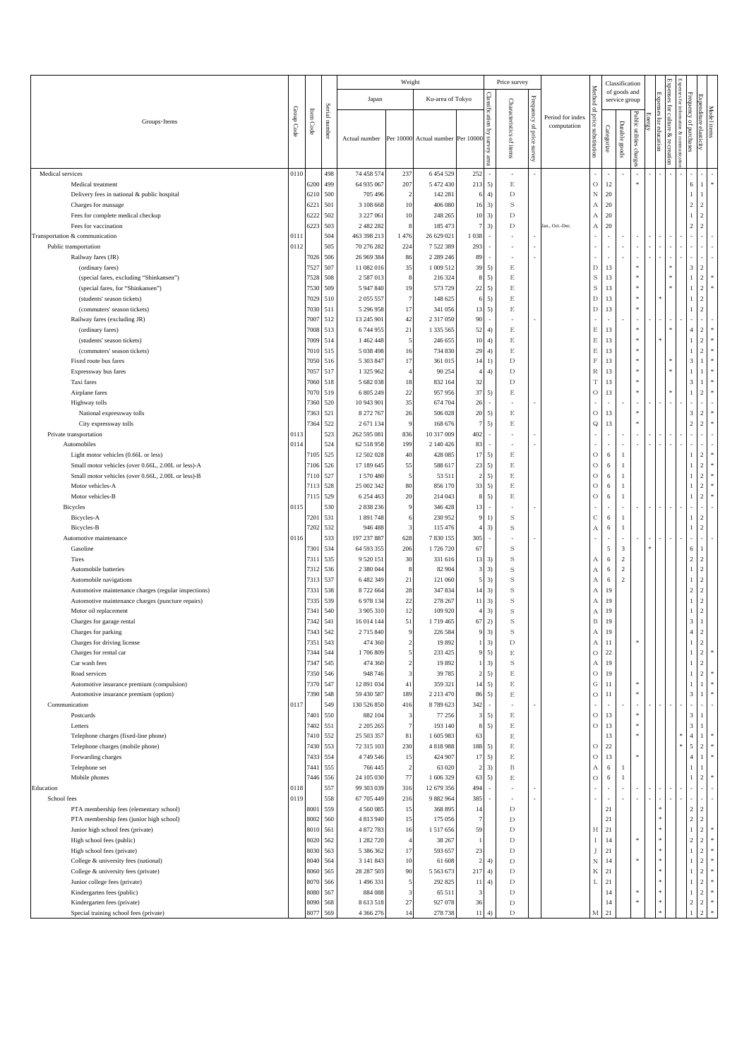| Groups・Items | Group Code | Item Code | Serial number | Weight | | | | Price survey | | | Period for index computation | Method of price substitution | Classification of goods and service group | | | | | | | Frequency of purchases | Expenditure elasticity | Model items |
|---|---|---|---|---|---|---|---|---|---|---|---|---|---|---|---|---|---|---|---|---|---|---|
| | | | | Japan | | Ku-area of Tokyo | | Classification by survey area | Characteristics of items | Frequency of price survey | | | Categorize | Durable goods | Public utilities charges | Energy | Expenses for education | Expenses for culture & recreation | Expenses for information & communication | | | |
| | | | | Actual number | Per 10000 | Actual number | Per 10000 | | | | | | | | | | | | | | | |
| Medical services | 0110 | | 498 | 74 458 574 | 237 | 6 454 529 | 252 | - | - | - | | - | - | - | - | - | - | - | - | - | - | - |
| Medical treatment | | 6200 | 499 | 64 935 067 | 207 | 5 472 430 | 213 | 5) | E | | | O | 12 | | * | | | | | 6 | 1 | * |
| Delivery fees in national & public hospital | | 6210 | 500 | 705 496 | 2 | 142 281 | 6 | 4) | D | | | N | 20 | | | | | | | 1 | 1 | |
| Charges for massage | | 6221 | 501 | 3 108 668 | 10 | 406 080 | 16 | 3) | S | | | A | 20 | | | | | | | 2 | 2 | |
| Fees for complete medical checkup | | 6222 | 502 | 3 227 061 | 10 | 248 265 | 10 | 3) | D | | | A | 20 | | | | | | | 1 | 2 | |
| Fees for vaccination | | 6223 | 503 | 2 482 282 | 8 | 185 473 | 7 | 3) | D | | Jan., Oct.-Dec. | A | 20 | | | | | | | 2 | 2 | |
| Transportation & communication | 0111 | | 504 | 463 398 213 | 1 476 | 26 629 021 | 1 038 | - | - | - | | - | - | - | - | - | - | - | - | - | - | - |
| Public transportation | 0112 | | 505 | 70 276 282 | 224 | 7 522 389 | 293 | - | - | - | | - | - | - | - | - | - | - | - | - | - | - |
| Railway fares (JR) | | 7026 | 506 | 26 969 384 | 86 | 2 289 246 | 89 | - | - | - | | - | - | - | - | - | - | - | - | - | - | - |
| (ordinary fares) | | 7527 | 507 | 11 082 016 | 35 | 1 009 512 | 39 | 5) | E | | | D | 13 | | * | | | * | | 3 | 2 | |
| (special fares, excluding "Shinkansen") | | 7528 | 508 | 2 587 013 | 8 | 216 324 | 8 | 5) | E | | | S | 13 | | * | | | * | | 1 | 2 | * |
| (special fares, for "Shinkansen") | | 7530 | 509 | 5 947 840 | 19 | 573 729 | 22 | 5) | E | | | S | 13 | | * | | | * | | 1 | 2 | * |
| (students' season tickets) | | 7029 | 510 | 2 055 557 | 7 | 148 625 | 6 | 5) | E | | | D | 13 | | * | | * | | | 1 | 2 | |
| (commuters' season tickets) | | 7030 | 511 | 5 296 958 | 17 | 341 056 | 13 | 5) | E | | | D | 13 | | * | | | | | 1 | 2 | |
| Railway fares (excluding JR) | | 7007 | 512 | 13 245 901 | 42 | 2 317 050 | 90 | - | - | - | | - | - | - | - | - | - | - | - | - | - | - |
| (ordinary fares) | | 7008 | 513 | 6 744 955 | 21 | 1 335 565 | 52 | 4) | E | | | E | 13 | | * | | | * | | 4 | 2 | * |
| (students' season tickets) | | 7009 | 514 | 1 462 448 | 5 | 246 655 | 10 | 4) | E | | | E | 13 | | * | | * | | | 1 | 2 | * |
| (commuters' season tickets) | | 7010 | 515 | 5 038 498 | 16 | 734 830 | 29 | 4) | E | | | E | 13 | | * | | | | | 1 | 2 | * |
| Fixed route bus fares | | 7050 | 516 | 5 303 847 | 17 | 361 015 | 14 | 1) | D | | | F | 13 | | * | | | * | | 3 | 1 | * |
| Expressway bus fares | | 7057 | 517 | 1 325 962 | 4 | 90 254 | 4 | 4) | D | | | R | 13 | | * | | | * | | 1 | 1 | * |
| Taxi fares | | 7060 | 518 | 5 682 038 | 18 | 832 164 | 32 | | D | | | T | 13 | | * | | | | | 3 | 1 | * |
| Airplane fares | | 7070 | 519 | 6 805 249 | 22 | 957 956 | 37 | 5) | E | | | O | 13 | | * | | | * | | 1 | 2 | * |
| Highway tolls | | 7360 | 520 | 10 943 901 | 35 | 674 704 | 26 | - | - | - | | - | - | - | - | - | - | - | - | - | - | - |
| National expressway tolls | | 7363 | 521 | 8 272 767 | 26 | 506 028 | 20 | 5) | E | | | O | 13 | | * | | | | | 3 | 2 | * |
| City expressway tolls | | 7364 | 522 | 2 671 134 | 9 | 168 676 | 7 | 5) | E | | | Q | 13 | | * | | | | | 2 | 2 | * |
| Private transportation | 0113 | | 523 | 262 595 081 | 836 | 10 317 009 | 402 | - | - | - | | - | - | - | - | - | - | - | - | - | - | - |
| Automobiles | 0114 | | 524 | 62 518 958 | 199 | 2 140 426 | 83 | - | - | - | | - | - | - | - | - | - | - | - | - | - | - |
| Light motor vehicles (0.66L or less) | | 7105 | 525 | 12 502 028 | 40 | 428 085 | 17 | 5) | E | | | O | 6 | 1 | | | | | | 1 | 2 | * |
| Small motor vehicles (over 0.66L, 2.00L or less)-A | | 7106 | 526 | 17 189 645 | 55 | 588 617 | 23 | 5) | E | | | O | 6 | 1 | | | | | | 1 | 2 | * |
| Small motor vehicles (over 0.66L, 2.00L or less)-B | | 7110 | 527 | 1 570 480 | 5 | 53 511 | 2 | 5) | E | | | O | 6 | 1 | | | | | | 1 | 2 | * |
| Motor vehicles-A | | 7113 | 528 | 25 002 342 | 80 | 856 170 | 33 | 5) | E | | | O | 6 | 1 | | | | | | 1 | 2 | * |
| Motor vehicles-B | | 7115 | 529 | 6 254 463 | 20 | 214 043 | 8 | 5) | E | | | O | 6 | 1 | | | | | | 1 | 2 | * |
| Bicycles | 0115 | | 530 | 2 838 236 | 9 | 346 428 | 13 | - | - | - | | - | - | - | - | - | - | - | - | - | - | - |
| Bicycles-A | | 7201 | 531 | 1 891 748 | 6 | 230 952 | 9 | 1) | S | | | C | 6 | 1 | | | | | | 1 | 2 | |
| Bicycles-B | | 7202 | 532 | 946 488 | 3 | 115 476 | 4 | 3) | S | | | A | 6 | 1 | | | | | | 1 | 2 | |
| Automotive maintenance | 0116 | | 533 | 197 237 887 | 628 | 7 830 155 | 305 | - | - | - | | - | - | - | - | - | - | - | - | - | - | - |
| Gasoline | | 7301 | 534 | 64 593 355 | 206 | 1 726 720 | 67 | | S | | | | 5 | 3 | | * | | | | 6 | 1 | |
| Tires | | 7311 | 535 | 9 520 151 | 30 | 331 616 | 13 | 3) | S | | | A | 6 | 2 | | | | | | 2 | 2 | |
| Automobile batteries | | 7312 | 536 | 2 380 044 | 8 | 82 904 | 3 | 3) | S | | | A | 6 | 2 | | | | | | 1 | 2 | |
| Automobile navigations | | 7313 | 537 | 6 482 349 | 21 | 121 060 | 5 | 3) | S | | | A | 6 | 2 | | | | | | 1 | 2 | |
| Automotive maintenance charges (regular inspections) | | 7331 | 538 | 8 722 664 | 28 | 347 834 | 14 | 3) | S | | | A | 19 | | | | | | | 2 | 2 | |
| Automotive maintenance charges (puncture repairs) | | 7335 | 539 | 6 978 134 | 22 | 278 267 | 11 | 3) | S | | | A | 19 | | | | | | | 1 | 2 | |
| Motor oil replacement | | 7341 | 540 | 3 905 310 | 12 | 109 920 | 4 | 3) | S | | | A | 19 | | | | | | | 1 | 2 | |
| Charges for garage rental | | 7342 | 541 | 16 014 144 | 51 | 1 719 465 | 67 | 2) | S | | | B | 19 | | | | | | | 3 | 1 | |
| Charges for parking | | 7343 | 542 | 2 715 840 | 9 | 226 584 | 9 | 3) | S | | | A | 19 | | | | | | | 4 | 2 | |
| Charges for driving license | | 7351 | 543 | 474 360 | 2 | 19 892 | 1 | 3) | D | | | A | 11 | | * | | | | | 1 | 2 | |
| Charges for rental car | | 7344 | 544 | 1 706 809 | 5 | 233 425 | 9 | 5) | E | | | O | 22 | | | | | | | 1 | 2 | * |
| Car wash fees | | 7347 | 545 | 474 360 | 2 | 19 892 | 1 | 3) | S | | | A | 19 | | | | | | | 1 | 2 | |
| Road services | | 7350 | 546 | 948 746 | 3 | 39 785 | 2 | 5) | E | | | O | 19 | | | | | | | 1 | 2 | * |
| Automotive insurance premium (compulsion) | | 7370 | 547 | 12 891 034 | 41 | 359 321 | 14 | 5) | E | | | G | 11 | | * | | | | | 1 | 1 | * |
| Automotive insurance premium (option) | | 7390 | 548 | 59 430 587 | 189 | 2 213 470 | 86 | 5) | E | | | O | 11 | | * | | | | | 3 | 1 | * |
| Communication | 0117 | | 549 | 130 526 850 | 416 | 8 789 623 | 342 | - | - | - | | - | - | - | - | - | - | - | - | - | - | - |
| Postcards | | 7401 | 550 | 882 104 | 3 | 77 256 | 3 | 5) | E | | | O | 13 | | * | | | | | 3 | 1 | |
| Letters | | 7402 | 551 | 2 205 265 | 7 | 193 140 | 8 | 5) | E | | | O | 13 | | * | | | | | 3 | 1 | |
| Telephone charges (fixed-line phone) | | 7410 | 552 | 25 503 357 | 81 | 1 605 983 | 63 | | E | | | | 13 | | * | | | | * | 4 | 1 | * |
| Telephone charges (mobile phone) | | 7430 | 553 | 72 315 103 | 230 | 4 818 988 | 188 | 5) | E | | | O | 22 | | | | | | * | 5 | 2 | * |
| Forwarding charges | | 7433 | 554 | 4 749 546 | 15 | 424 907 | 17 | 5) | E | | | O | 13 | | * | | | | | 4 | 1 | * |
| Telephone set | | 7441 | 555 | 766 445 | 2 | 63 020 | 2 | 3) | B | | | A | 6 | 1 | | | | | | 1 | 1 | |
| Mobile phones | | 7446 | 556 | 24 105 030 | 77 | 1 606 329 | 63 | 5) | E | | | O | 6 | 1 | | | | | | 1 | 2 | * |
| Education | 0118 | | 557 | 99 303 039 | 316 | 12 679 356 | 494 | - | - | - | | - | - | - | - | - | - | - | - | - | - | - |
| School fees | 0119 | | 558 | 67 705 449 | 216 | 9 882 964 | 385 | - | - | - | | - | - | - | - | - | - | - | - | - | - | - |
| PTA membership fees (elementary school) | | 8001 | 559 | 4 560 085 | 15 | 368 895 | 14 | | D | | | | 21 | | | | * | | | 2 | 2 | |
| PTA membership fees (junior high school) | | 8002 | 560 | 4 813 940 | 15 | 175 056 | 7 | | D | | | | 21 | | | | * | | | 2 | 2 | |
| Junior high school fees (private) | | 8010 | 561 | 4 872 783 | 16 | 1 517 656 | 59 | | D | | | H | 21 | | | | * | | | 1 | 2 | * |
| High school fees (public) | | 8020 | 562 | 1 282 720 | 4 | 38 267 | 1 | | D | | | I | 14 | | * | | * | | | 2 | 2 | * |
| High school fees (private) | | 8030 | 563 | 5 386 362 | 17 | 593 657 | 23 | | D | | | J | 21 | | | | * | | | 1 | 2 | * |
| College & university fees (national) | | 8040 | 564 | 3 141 843 | 10 | 61 608 | 2 | 4) | D | | | N | 14 | | * | | * | | | 1 | 2 | * |
| College & university fees (private) | | 8060 | 565 | 28 287 503 | 90 | 5 563 673 | 217 | 4) | D | | | K | 21 | | | | * | | | 1 | 2 | * |
| Junior college fees (private) | | 8070 | 566 | 1 496 331 | 5 | 292 825 | 11 | 4) | D | | | L | 21 | | | | * | | | 1 | 2 | * |
| Kindergarten fees (public) | | 8080 | 567 | 884 088 | 3 | 65 511 | 3 | | D | | | | 14 | | * | | * | | | 1 | 2 | * |
| Kindergarten fees (private) | | 8090 | 568 | 8 613 518 | 27 | 927 078 | 36 | | D | | | | 14 | | * | | * | | | 2 | 2 | * |
| Special training school fees (private) | | 8077 | 569 | 4 366 276 | 14 | 278 738 | 11 | 4) | D | | | M | 21 | | | | * | | | 1 | 2 | * |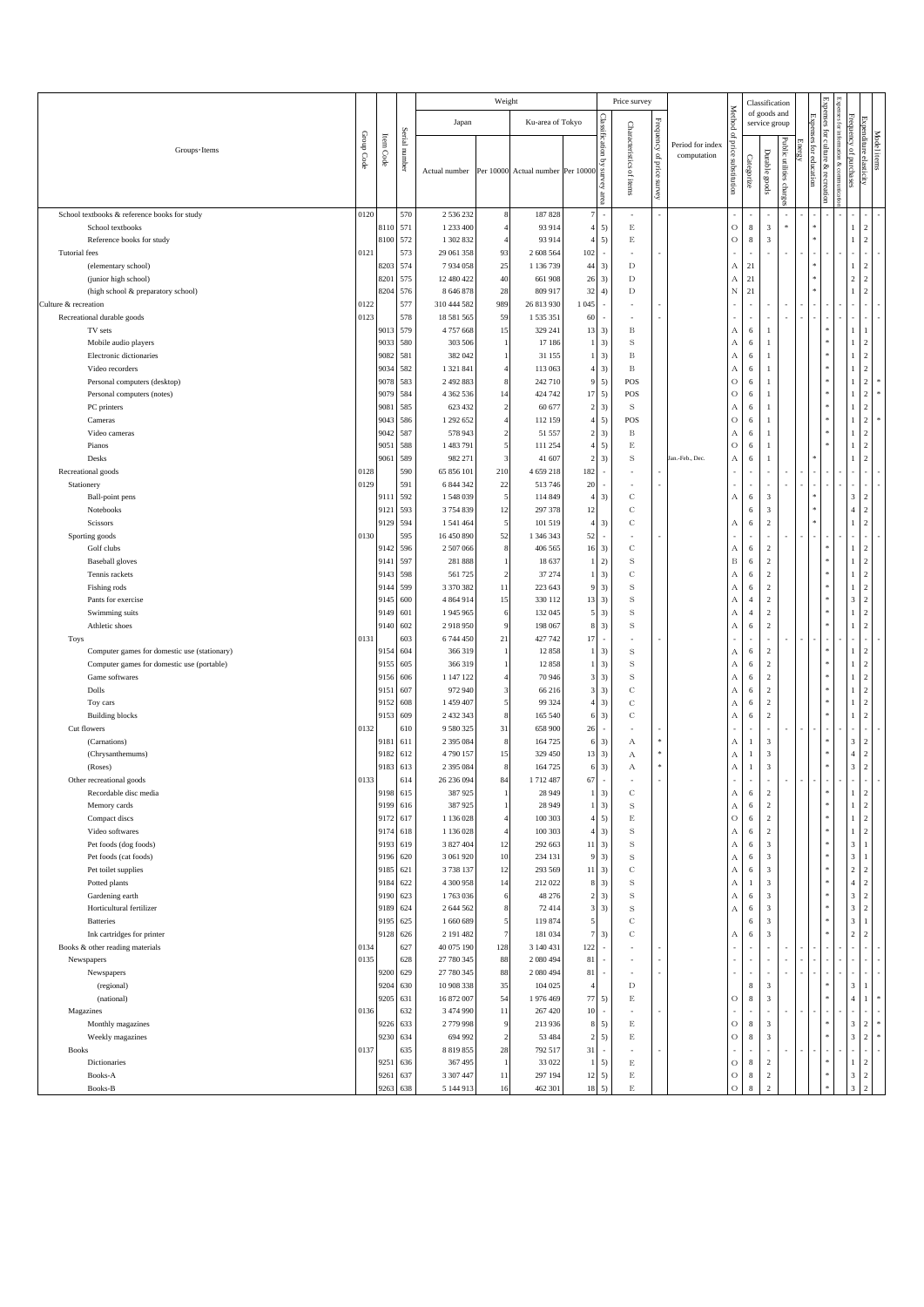| Groups・Items | Group Code | Item Code | Serial number | Weight: Japan – Actual number | Weight: Japan – Per 10000 | Weight: Ku-area of Tokyo – Actual number | Weight: Ku-area of Tokyo – Per 10000 | Price survey: Classification by survey area | Price survey: Characteristics of items | Frequency of price survey | Period for index computation | Method of price substitution | Classification of goods and service group: Categorize | Classification of goods and service group: Durable goods | Classification of goods and service group: Public utilities charges | Energy | Expenses for education | Expenses for culture & recreation | Expenses for information & communication | Frequency of purchases | Expenditure elasticity | Model items |
|---|---|---|---|---|---|---|---|---|---|---|---|---|---|---|---|---|---|---|---|---|---|---|
| School textbooks & reference books for study | 0120 | | 570 | 2 536 232 | 8 | 187 828 | 7 | - | - | - | | - | - | - | - | - | - | - | - | - | - | - |
| School textbooks | | 8110 | 571 | 1 233 400 | 4 | 93 914 | 4 | 5) | E | | | O | 8 | 3 | * | | * | | | 1 | 2 | |
| Reference books for study | | 8100 | 572 | 1 302 832 | 4 | 93 914 | 4 | 5) | E | | | O | 8 | 3 | | | * | | | 1 | 2 | |
| Tutorial fees | 0121 | | 573 | 29 061 358 | 93 | 2 608 564 | 102 | - | - | - | | - | - | - | - | - | - | - | - | - | - | - |
| (elementary school) | | 8203 | 574 | 7 934 058 | 25 | 1 136 739 | 44 | 3) | D | | | A | 21 | | | | * | | | 1 | 2 | |
| (junior high school) | | 8201 | 575 | 12 480 422 | 40 | 661 908 | 26 | 3) | D | | | A | 21 | | | | * | | | 2 | 2 | |
| (high school & preparatory school) | | 8204 | 576 | 8 646 878 | 28 | 809 917 | 32 | 4) | D | | | N | 21 | | | | * | | | 1 | 2 | |
| Culture & recreation | 0122 | | 577 | 310 444 582 | 989 | 26 813 930 | 1 045 | - | - | - | | - | - | - | - | - | - | - | - | - | - | - |
| Recreational durable goods | 0123 | | 578 | 18 581 565 | 59 | 1 535 351 | 60 | - | - | - | | - | - | - | - | - | - | - | - | - | - | - |
| TV sets | | 9013 | 579 | 4 757 668 | 15 | 329 241 | 13 | 3) | B | | | A | 6 | 1 | | | | * | | 1 | 1 | |
| Mobile audio players | | 9033 | 580 | 303 506 | 1 | 17 186 | 1 | 3) | S | | | A | 6 | 1 | | | | * | | 1 | 2 | |
| Electronic dictionaries | | 9082 | 581 | 382 042 | 1 | 31 155 | 1 | 3) | B | | | A | 6 | 1 | | | | * | | 1 | 2 | |
| Video recorders | | 9034 | 582 | 1 321 841 | 4 | 113 063 | 4 | 3) | B | | | A | 6 | 1 | | | | * | | 1 | 2 | |
| Personal computers (desktop) | | 9078 | 583 | 2 492 883 | 8 | 242 710 | 9 | 5) | POS | | | O | 6 | 1 | | | | * | | 1 | 2 | * |
| Personal computers (notes) | | 9079 | 584 | 4 362 536 | 14 | 424 742 | 17 | 5) | POS | | | O | 6 | 1 | | | | * | | 1 | 2 | * |
| PC printers | | 9081 | 585 | 623 432 | 2 | 60 677 | 2 | 3) | S | | | A | 6 | 1 | | | | * | | 1 | 2 | |
| Cameras | | 9043 | 586 | 1 292 652 | 4 | 112 159 | 4 | 5) | POS | | | O | 6 | 1 | | | | * | | 1 | 2 | * |
| Video cameras | | 9042 | 587 | 578 943 | 2 | 51 557 | 2 | 3) | B | | | A | 6 | 1 | | | | * | | 1 | 2 | |
| Pianos | | 9051 | 588 | 1 483 791 | 5 | 111 254 | 4 | 5) | E | | | O | 6 | 1 | | | | * | | 1 | 2 | |
| Desks | | 9061 | 589 | 982 271 | 3 | 41 607 | 2 | 3) | S | | Jan.-Feb., Dec. | A | 6 | 1 | | | * | | | 1 | 2 | |
| Recreational goods | 0128 | | 590 | 65 856 101 | 210 | 4 659 218 | 182 | - | - | - | | - | - | - | - | - | - | - | - | - | - | - |
| Stationery | 0129 | | 591 | 6 844 342 | 22 | 513 746 | 20 | - | - | - | | - | - | - | - | - | - | - | - | - | - | - |
| Ball-point pens | | 9111 | 592 | 1 548 039 | 5 | 114 849 | 4 | 3) | C | | | A | 6 | 3 | | | * | | | 3 | 2 | |
| Notebooks | | 9121 | 593 | 3 754 839 | 12 | 297 378 | 12 | | C | | | | 6 | 3 | | | * | | | 4 | 2 | |
| Scissors | | 9129 | 594 | 1 541 464 | 5 | 101 519 | 4 | 3) | C | | | A | 6 | 2 | | | * | | | 1 | 2 | |
| Sporting goods | 0130 | | 595 | 16 450 890 | 52 | 1 346 343 | 52 | - | - | - | | - | - | - | - | - | - | - | - | - | - | - |
| Golf clubs | | 9142 | 596 | 2 507 066 | 8 | 406 565 | 16 | 3) | C | | | A | 6 | 2 | | | | * | | 1 | 2 | |
| Baseball gloves | | 9141 | 597 | 281 888 | 1 | 18 637 | 1 | 2) | S | | | B | 6 | 2 | | | | * | | 1 | 2 | |
| Tennis rackets | | 9143 | 598 | 561 725 | 2 | 37 274 | 1 | 3) | C | | | A | 6 | 2 | | | | * | | 1 | 2 | |
| Fishing rods | | 9144 | 599 | 3 370 382 | 11 | 223 643 | 9 | 3) | S | | | A | 6 | 2 | | | | * | | 1 | 2 | |
| Pants for exercise | | 9145 | 600 | 4 864 914 | 15 | 330 112 | 13 | 3) | S | | | A | 4 | 2 | | | | * | | 3 | 2 | |
| Swimming suits | | 9149 | 601 | 1 945 965 | 6 | 132 045 | 5 | 3) | S | | | A | 4 | 2 | | | | * | | 1 | 2 | |
| Athletic shoes | | 9140 | 602 | 2 918 950 | 9 | 198 067 | 8 | 3) | S | | | A | 6 | 2 | | | | * | | 1 | 2 | |
| Toys | 0131 | | 603 | 6 744 450 | 21 | 427 742 | 17 | - | - | - | | - | - | - | - | - | - | - | - | - | - | - |
| Computer games for domestic use (stationary) | | 9154 | 604 | 366 319 | 1 | 12 858 | 1 | 3) | S | | | A | 6 | 2 | | | | * | | 1 | 2 | |
| Computer games for domestic use (portable) | | 9155 | 605 | 366 319 | 1 | 12 858 | 1 | 3) | S | | | A | 6 | 2 | | | | * | | 1 | 2 | |
| Game softwares | | 9156 | 606 | 1 147 122 | 4 | 70 946 | 3 | 3) | S | | | A | 6 | 2 | | | | * | | 1 | 2 | |
| Dolls | | 9151 | 607 | 972 940 | 3 | 66 216 | 3 | 3) | C | | | A | 6 | 2 | | | | * | | 1 | 2 | |
| Toy cars | | 9152 | 608 | 1 459 407 | 5 | 99 324 | 4 | 3) | C | | | A | 6 | 2 | | | | * | | 1 | 2 | |
| Building blocks | | 9153 | 609 | 2 432 343 | 8 | 165 540 | 6 | 3) | C | | | A | 6 | 2 | | | | * | | 1 | 2 | |
| Cut flowers | 0132 | | 610 | 9 580 325 | 31 | 658 900 | 26 | - | - | - | | - | - | - | - | - | - | - | - | - | - | - |
| (Carnations) | | 9181 | 611 | 2 395 084 | 8 | 164 725 | 6 | 3) | A | * | | A | 1 | 3 | | | | * | | 3 | 2 | |
| (Chrysanthemums) | | 9182 | 612 | 4 790 157 | 15 | 329 450 | 13 | 3) | A | * | | A | 1 | 3 | | | | * | | 4 | 2 | |
| (Roses) | | 9183 | 613 | 2 395 084 | 8 | 164 725 | 6 | 3) | A | * | | A | 1 | 3 | | | | * | | 3 | 2 | |
| Other recreational goods | 0133 | | 614 | 26 236 094 | 84 | 1 712 487 | 67 | - | - | - | | - | - | - | - | - | - | - | - | - | - | - |
| Recordable disc media | | 9198 | 615 | 387 925 | 1 | 28 949 | 1 | 3) | C | | | A | 6 | 2 | | | | * | | 1 | 2 | |
| Memory cards | | 9199 | 616 | 387 925 | 1 | 28 949 | 1 | 3) | S | | | A | 6 | 2 | | | | * | | 1 | 2 | |
| Compact discs | | 9172 | 617 | 1 136 028 | 4 | 100 303 | 4 | 5) | E | | | O | 6 | 2 | | | | * | | 1 | 2 | |
| Video softwares | | 9174 | 618 | 1 136 028 | 4 | 100 303 | 4 | 3) | S | | | A | 6 | 2 | | | | * | | 1 | 2 | |
| Pet foods (dog foods) | | 9193 | 619 | 3 827 404 | 12 | 292 663 | 11 | 3) | S | | | A | 6 | 3 | | | | * | | 3 | 1 | |
| Pet foods (cat foods) | | 9196 | 620 | 3 061 920 | 10 | 234 131 | 9 | 3) | S | | | A | 6 | 3 | | | | * | | 3 | 1 | |
| Pet toilet supplies | | 9185 | 621 | 3 738 137 | 12 | 293 569 | 11 | 3) | C | | | A | 6 | 3 | | | | * | | 2 | 2 | |
| Potted plants | | 9184 | 622 | 4 300 958 | 14 | 212 022 | 8 | 3) | S | | | A | 1 | 3 | | | | * | | 4 | 2 | |
| Gardening earth | | 9190 | 623 | 1 763 036 | 6 | 48 276 | 2 | 3) | S | | | A | 6 | 3 | | | | * | | 3 | 2 | |
| Horticultural fertilizer | | 9189 | 624 | 2 644 562 | 8 | 72 414 | 3 | 3) | S | | | A | 6 | 3 | | | | * | | 3 | 2 | |
| Batteries | | 9195 | 625 | 1 660 689 | 5 | 119 874 | 5 | | C | | | | 6 | 3 | | | | * | | 3 | 1 | |
| Ink cartridges for printer | | 9128 | 626 | 2 191 482 | 7 | 181 034 | 7 | 3) | C | | | A | 6 | 3 | | | | * | | 2 | 2 | |
| Books & other reading materials | 0134 | | 627 | 40 075 190 | 128 | 3 140 431 | 122 | - | - | - | | - | - | - | - | - | - | - | - | - | - | - |
| Newspapers | 0135 | | 628 | 27 780 345 | 88 | 2 080 494 | 81 | - | - | - | | - | - | - | - | - | - | - | - | - | - | - |
| Newspapers | | 9200 | 629 | 27 780 345 | 88 | 2 080 494 | 81 | - | - | - | | - | - | - | - | - | - | - | - | - | - | - |
| (regional) | | 9204 | 630 | 10 908 338 | 35 | 104 025 | 4 | | D | | | | 8 | 3 | | | | * | | 3 | 1 | |
| (national) | | 9205 | 631 | 16 872 007 | 54 | 1 976 469 | 77 | 5) | E | | | O | 8 | 3 | | | | * | | 4 | 1 | * |
| Magazines | 0136 | | 632 | 3 474 990 | 11 | 267 420 | 10 | - | - | - | | - | - | - | - | - | - | - | - | - | - | - |
| Monthly magazines | | 9226 | 633 | 2 779 998 | 9 | 213 936 | 8 | 5) | E | | | O | 8 | 3 | | | | * | | 3 | 2 | * |
| Weekly magazines | | 9230 | 634 | 694 992 | 2 | 53 484 | 2 | 5) | E | | | O | 8 | 3 | | | | * | | 3 | 2 | * |
| Books | 0137 | | 635 | 8 819 855 | 28 | 792 517 | 31 | - | - | - | | - | - | - | - | - | - | - | - | - | - | - |
| Dictionaries | | 9251 | 636 | 367 495 | 1 | 33 022 | 1 | 5) | E | | | O | 8 | 2 | | | | * | | 1 | 2 | |
| Books-A | | 9261 | 637 | 3 307 447 | 11 | 297 194 | 12 | 5) | E | | | O | 8 | 2 | | | | * | | 3 | 2 | |
| Books-B | | 9263 | 638 | 5 144 913 | 16 | 462 301 | 18 | 5) | E | | | O | 8 | 2 | | | | * | | 3 | 2 | |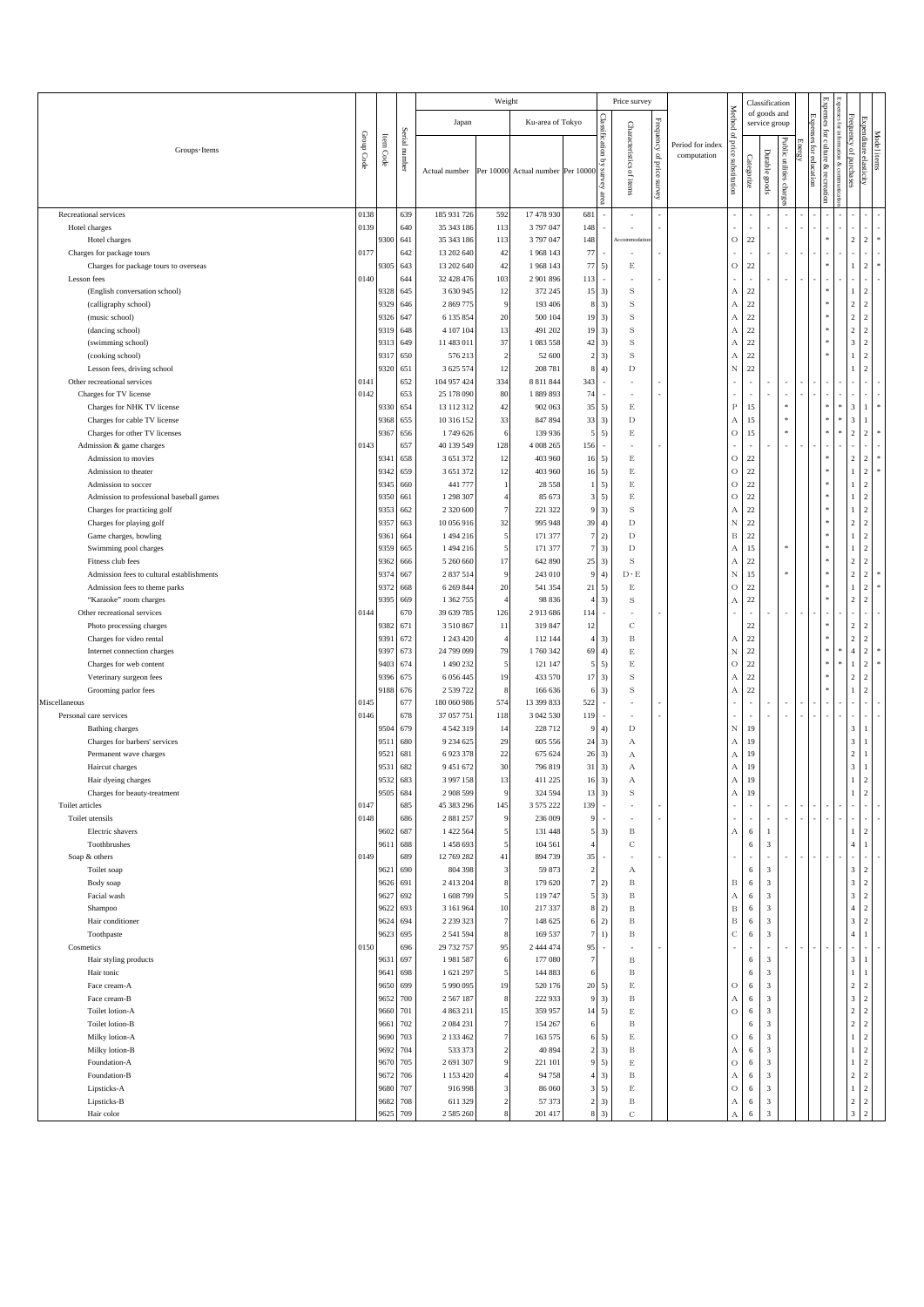| Groups・Items | Group Code | Item Code | Serial number | Weight: Japan Actual number | Weight: Japan Per 10000 | Weight: Ku-area of Tokyo Actual number | Weight: Ku-area of Tokyo Per 10000 | Price survey: Classification by survey area | Price survey: Characteristics of items | Price survey: Frequency of price survey | Period for index computation | Method of price substitution | Classification of goods and service group: Categorize | Durable goods | Public utilities charges | Energy | Expenses for education | Expenses for culture & recreation | Expenses for information & communication | Frequency of purchases | Expenditure elasticity | Model items |
|---|---|---|---|---|---|---|---|---|---|---|---|---|---|---|---|---|---|---|---|---|---|---|
| Recreational services | 0138 | | 639 | 185 931 726 | 592 | 17 478 930 | 681 | - | - | - | | - | - | - | - | - | - | - | - | - | - | - |
| Hotel charges | 0139 | | 640 | 35 343 186 | 113 | 3 797 047 | 148 | - | - | - | | - | - | - | - | - | - | - | - | - | - | - |
| Hotel charges | | 9300 | 641 | 35 343 186 | 113 | 3 797 047 | 148 | | Accommodation | | | O | 22 | | | | | * | | 2 | 2 | * |
| Charges for package tours | 0177 | | 642 | 13 202 640 | 42 | 1 968 143 | 77 | - | - | - | | - | - | - | - | - | - | - | - | - | - | - |
| Charges for package tours to overseas | | 9305 | 643 | 13 202 640 | 42 | 1 968 143 | 77 | 5) | E | | | O | 22 | | | | | * | | 1 | 2 | * |
| Lesson fees | 0140 | | 644 | 32 428 476 | 103 | 2 901 896 | 113 | - | - | - | | - | - | - | - | - | - | - | - | - | - | - |
| (English conversation school) | | 9328 | 645 | 3 630 945 | 12 | 372 245 | 15 | 3) | S | | | A | 22 | | | | | * | | 1 | 2 | |
| (calligraphy school) | | 9329 | 646 | 2 869 775 | 9 | 193 406 | 8 | 3) | S | | | A | 22 | | | | | * | | 2 | 2 | |
| (music school) | | 9326 | 647 | 6 135 854 | 20 | 500 104 | 19 | 3) | S | | | A | 22 | | | | | * | | 2 | 2 | |
| (dancing school) | | 9319 | 648 | 4 107 104 | 13 | 491 202 | 19 | 3) | S | | | A | 22 | | | | | * | | 2 | 2 | |
| (swimming school) | | 9313 | 649 | 11 483 011 | 37 | 1 083 558 | 42 | 3) | S | | | A | 22 | | | | | * | | 3 | 2 | |
| (cooking school) | | 9317 | 650 | 576 213 | 2 | 52 600 | 2 | 3) | S | | | A | 22 | | | | | * | | 1 | 2 | |
| Lesson fees, driving school | | 9320 | 651 | 3 625 574 | 12 | 208 781 | 8 | 4) | D | | | N | 22 | | | | | | | 1 | 2 | |
| Other recreational services | 0141 | | 652 | 104 957 424 | 334 | 8 811 844 | 343 | - | - | - | | - | - | - | - | - | - | - | - | - | - | - |
| Charges for TV license | 0142 | | 653 | 25 178 090 | 80 | 1 889 893 | 74 | - | - | - | | - | - | - | - | - | - | - | - | - | - | - |
| Charges for NHK TV license | | 9330 | 654 | 13 112 312 | 42 | 902 063 | 35 | 5) | E | | | P | 15 | | * | | | * | * | 3 | 1 | * |
| Charges for cable TV license | | 9368 | 655 | 10 316 152 | 33 | 847 894 | 33 | 3) | D | | | A | 15 | | * | | | * | * | 3 | 1 | |
| Charges for other TV licenses | | 9367 | 656 | 1 749 626 | 6 | 139 936 | 5 | 5) | E | | | O | 15 | | * | | | * | * | 2 | 2 | * |
| Admission & game charges | 0143 | | 657 | 40 139 549 | 128 | 4 008 265 | 156 | - | - | - | | - | - | - | - | - | - | - | - | - | - | - |
| Admission to movies | | 9341 | 658 | 3 651 372 | 12 | 403 960 | 16 | 5) | E | | | O | 22 | | | | | * | | 2 | 2 | * |
| Admission to theater | | 9342 | 659 | 3 651 372 | 12 | 403 960 | 16 | 5) | E | | | O | 22 | | | | | * | | 1 | 2 | * |
| Admission to soccer | | 9345 | 660 | 441 777 | 1 | 28 558 | 1 | 5) | E | | | O | 22 | | | | | * | | 1 | 2 | |
| Admission to professional baseball games | | 9350 | 661 | 1 298 307 | 4 | 85 673 | 3 | 5) | E | | | O | 22 | | | | | * | | 1 | 2 | |
| Charges for practicing golf | | 9353 | 662 | 2 320 600 | 7 | 221 322 | 9 | 3) | S | | | A | 22 | | | | | * | | 1 | 2 | |
| Charges for playing golf | | 9357 | 663 | 10 056 916 | 32 | 995 948 | 39 | 4) | D | | | N | 22 | | | | | * | | 2 | 2 | |
| Game charges, bowling | | 9361 | 664 | 1 494 216 | 5 | 171 377 | 7 | 2) | D | | | B | 22 | | | | | * | | 1 | 2 | |
| Swimming pool charges | | 9359 | 665 | 1 494 216 | 5 | 171 377 | 7 | 3) | D | | | A | 15 | | * | | | * | | 1 | 2 | |
| Fitness club fees | | 9362 | 666 | 5 260 660 | 17 | 642 890 | 25 | 3) | S | | | A | 22 | | | | | * | | 2 | 2 | |
| Admission fees to cultural establishments | | 9374 | 667 | 2 837 514 | 9 | 243 010 | 9 | 4) | D・E | | | N | 15 | | * | | | * | | 2 | 2 | * |
| Admission fees to theme parks | | 9372 | 668 | 6 269 844 | 20 | 541 354 | 21 | 5) | E | | | O | 22 | | | | | * | | 1 | 2 | * |
| "Karaoke" room charges | | 9395 | 669 | 1 362 755 | 4 | 98 836 | 4 | 3) | S | | | A | 22 | | | | | * | | 2 | 2 | |
| Other recreational services | 0144 | | 670 | 39 639 785 | 126 | 2 913 686 | 114 | - | - | - | | - | - | - | - | - | - | - | - | - | - | - |
| Photo processing charges | | 9382 | 671 | 3 510 867 | 11 | 319 847 | 12 | | C | | | | 22 | | | | | * | | 2 | 2 | |
| Charges for video rental | | 9391 | 672 | 1 243 420 | 4 | 112 144 | 4 | 3) | B | | | A | 22 | | | | | * | | 2 | 2 | |
| Internet connection charges | | 9397 | 673 | 24 799 099 | 79 | 1 760 342 | 69 | 4) | E | | | N | 22 | | | | | * | * | 4 | 2 | * |
| Charges for web content | | 9403 | 674 | 1 490 232 | 5 | 121 147 | 5 | 5) | E | | | O | 22 | | | | | * | * | 1 | 2 | * |
| Veterinary surgeon fees | | 9396 | 675 | 6 056 445 | 19 | 433 570 | 17 | 3) | S | | | A | 22 | | | | | * | | 2 | 2 | |
| Grooming parlor fees | | 9188 | 676 | 2 539 722 | 8 | 166 636 | 6 | 3) | S | | | A | 22 | | | | | * | | 1 | 2 | |
| Miscellaneous | 0145 | | 677 | 180 060 986 | 574 | 13 399 833 | 522 | - | - | - | | - | - | - | - | - | - | - | - | - | - | - |
| Personal care services | 0146 | | 678 | 37 057 751 | 118 | 3 042 530 | 119 | - | - | - | | - | - | - | - | - | - | - | - | - | - | - |
| Bathing charges | | 9504 | 679 | 4 542 319 | 14 | 228 712 | 9 | 4) | D | | | N | 19 | | | | | | | 3 | 1 | |
| Charges for barbers' services | | 9511 | 680 | 9 234 625 | 29 | 605 556 | 24 | 3) | A | | | A | 19 | | | | | | | 3 | 1 | |
| Permanent wave charges | | 9521 | 681 | 6 923 378 | 22 | 675 624 | 26 | 3) | A | | | A | 19 | | | | | | | 2 | 1 | |
| Haircut charges | | 9531 | 682 | 9 451 672 | 30 | 796 819 | 31 | 3) | A | | | A | 19 | | | | | | | 3 | 1 | |
| Hair dyeing charges | | 9532 | 683 | 3 997 158 | 13 | 411 225 | 16 | 3) | A | | | A | 19 | | | | | | | 1 | 2 | |
| Charges for beauty-treatment | | 9505 | 684 | 2 908 599 | 9 | 324 594 | 13 | 3) | S | | | A | 19 | | | | | | | 1 | 2 | |
| Toilet articles | 0147 | | 685 | 45 383 296 | 145 | 3 575 222 | 139 | - | - | - | | - | - | - | - | - | - | - | - | - | - | - |
| Toilet utensils | 0148 | | 686 | 2 881 257 | 9 | 236 009 | 9 | - | - | - | | - | - | - | - | - | - | - | - | - | - | - |
| Electric shavers | | 9602 | 687 | 1 422 564 | 5 | 131 448 | 5 | 3) | B | | | A | 6 | 1 | | | | | | 1 | 2 | |
| Toothbrushes | | 9611 | 688 | 1 458 693 | 5 | 104 561 | 4 | | C | | | | 6 | 3 | | | | | | 4 | 1 | |
| Soap & others | 0149 | | 689 | 12 769 282 | 41 | 894 739 | 35 | - | - | - | | - | - | - | - | - | - | - | - | - | - | - |
| Toilet soap | | 9621 | 690 | 804 398 | 3 | 59 873 | 2 | | A | | | | 6 | 3 | | | | | | 3 | 2 | |
| Body soap | | 9626 | 691 | 2 413 204 | 8 | 179 620 | 7 | 2) | B | | | B | 6 | 3 | | | | | | 3 | 2 | |
| Facial wash | | 9627 | 692 | 1 608 799 | 5 | 119 747 | 5 | 3) | B | | | A | 6 | 3 | | | | | | 3 | 2 | |
| Shampoo | | 9622 | 693 | 3 161 964 | 10 | 217 337 | 8 | 2) | B | | | B | 6 | 3 | | | | | | 4 | 2 | |
| Hair conditioner | | 9624 | 694 | 2 239 323 | 7 | 148 625 | 6 | 2) | B | | | B | 6 | 3 | | | | | | 3 | 2 | |
| Toothpaste | | 9623 | 695 | 2 541 594 | 8 | 169 537 | 7 | 1) | B | | | C | 6 | 3 | | | | | | 4 | 1 | |
| Cosmetics | 0150 | | 696 | 29 732 757 | 95 | 2 444 474 | 95 | - | - | - | | - | - | - | - | - | - | - | - | - | - | - |
| Hair styling products | | 9631 | 697 | 1 981 587 | 6 | 177 080 | 7 | | B | | | | 6 | 3 | | | | | | 3 | 1 | |
| Hair tonic | | 9641 | 698 | 1 621 297 | 5 | 144 883 | 6 | | B | | | | 6 | 3 | | | | | | 1 | 1 | |
| Face cream-A | | 9650 | 699 | 5 990 095 | 19 | 520 176 | 20 | 5) | E | | | O | 6 | 3 | | | | | | 2 | 2 | |
| Face cream-B | | 9652 | 700 | 2 567 187 | 8 | 222 933 | 9 | 3) | B | | | A | 6 | 3 | | | | | | 3 | 2 | |
| Toilet lotion-A | | 9660 | 701 | 4 863 211 | 15 | 359 957 | 14 | 5) | E | | | O | 6 | 3 | | | | | | 2 | 2 | |
| Toilet lotion-B | | 9661 | 702 | 2 084 231 | 7 | 154 267 | 6 | | B | | | | 6 | 3 | | | | | | 2 | 2 | |
| Milky lotion-A | | 9690 | 703 | 2 133 462 | 7 | 163 575 | 6 | 5) | E | | | O | 6 | 3 | | | | | | 1 | 2 | |
| Milky lotion-B | | 9692 | 704 | 533 373 | 2 | 40 894 | 2 | 3) | B | | | A | 6 | 3 | | | | | | 1 | 2 | |
| Foundation-A | | 9670 | 705 | 2 691 307 | 9 | 221 101 | 9 | 5) | E | | | O | 6 | 3 | | | | | | 1 | 2 | |
| Foundation-B | | 9672 | 706 | 1 153 420 | 4 | 94 758 | 4 | 3) | B | | | A | 6 | 3 | | | | | | 2 | 2 | |
| Lipsticks-A | | 9680 | 707 | 916 998 | 3 | 86 060 | 3 | 5) | E | | | O | 6 | 3 | | | | | | 1 | 2 | |
| Lipsticks-B | | 9682 | 708 | 611 329 | 2 | 57 373 | 2 | 3) | B | | | A | 6 | 3 | | | | | | 2 | 2 | |
| Hair color | | 9625 | 709 | 2 585 260 | 8 | 201 417 | 8 | 3) | C | | | A | 6 | 3 | | | | | | 3 | 2 | |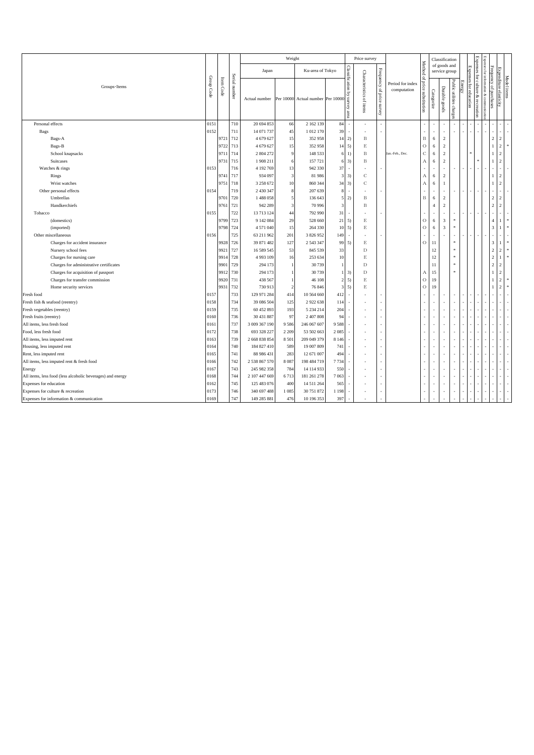| Groups・Items | Group Code | Item Code | Serial number | Weight: Japan: Actual number | Weight: Japan: Per 10000 | Weight: Ku-area of Tokyo: Actual number | Weight: Ku-area of Tokyo: Per 10000 | Price survey: Classification by survey area | Price survey: Characteristics of items | Price survey: Frequency of price survey | Period for index computation | Method of price substitution | Classification of goods and service group: Categorize | Classification of goods and service group: Durable goods | Classification of goods and service group: Public utilities charges | Energy | Expenses for education | Expenses for culture & recreation | Expenses for information & communication | Frequency of purchases | Expenditure elasticity | Model items |
|---|---|---|---|---|---|---|---|---|---|---|---|---|---|---|---|---|---|---|---|---|---|---|
| Personal effects | 0151 | | 710 | 20 694 853 | 66 | 2 162 139 | 84 | - | - | - | | - | - | - | - | - | - | - | - | - | - | - |
| Bags | 0152 | | 711 | 14 071 737 | 45 | 1 012 170 | 39 | - | - | - | | - | - | - | - | - | - | - | - | - | - | - |
| Bags-A | | 9721 | 712 | 4 679 627 | 15 | 352 958 | 14 | 2) | B | | | B | 6 | 2 | | | | | | 2 | 2 | |
| Bags-B | | 9722 | 713 | 4 679 627 | 15 | 352 958 | 14 | 5) | E | | | O | 6 | 2 | | | | | | 1 | 2 | * |
| School knapsacks | | 9711 | 714 | 2 804 272 | 9 | 148 533 | 6 | 1) | B | | Jan.-Feb., Dec. | C | 6 | 2 | | | * | | | 1 | 2 | |
| Suitcases | | 9731 | 715 | 1 908 211 | 6 | 157 721 | 6 | 3) | B | | | A | 6 | 2 | | | | * | | 1 | 2 | |
| Watches & rings | 0153 | | 716 | 4 192 769 | 13 | 942 330 | 37 | - | - | - | | - | - | - | - | - | - | - | - | - | - | - |
| Rings | | 9741 | 717 | 934 097 | 3 | 81 986 | 3 | 3) | C | | | A | 6 | 2 | | | | | | 1 | 2 | |
| Wrist watches | | 9751 | 718 | 3 258 672 | 10 | 860 344 | 34 | 3) | C | | | A | 6 | 1 | | | | | | 1 | 2 | |
| Other personal effects | 0154 | | 719 | 2 430 347 | 8 | 207 639 | 8 | - | - | - | | - | - | - | - | - | - | - | - | - | - | - |
| Umbrellas | | 9701 | 720 | 1 488 058 | 5 | 136 643 | 5 | 2) | B | | | B | 6 | 2 | | | | | | 2 | 2 | |
| Handkerchiefs | | 9761 | 721 | 942 289 | 3 | 70 996 | 3 | | B | | | | 4 | 2 | | | | | | 2 | 2 | |
| Tobacco | 0155 | | 722 | 13 713 124 | 44 | 792 990 | 31 | - | - | - | | - | - | - | - | - | - | - | - | - | - | - |
| (domestics) | | 9799 | 723 | 9 142 084 | 29 | 528 660 | 21 | 5) | E | | | O | 6 | 3 | * | | | | | 4 | 1 | * |
| (imported) | | 9798 | 724 | 4 571 040 | 15 | 264 330 | 10 | 5) | E | | | O | 6 | 3 | * | | | | | 3 | 1 | * |
| Other miscellaneous | 0156 | | 725 | 63 211 962 | 201 | 3 826 952 | 149 | - | - | - | | - | - | - | - | - | - | - | - | - | - | - |
| Charges for accident insurance | | 9928 | 726 | 39 871 482 | 127 | 2 543 347 | 99 | 5) | E | | | O | 11 | | * | | | | | 3 | 1 | * |
| Nursery school fees | | 9921 | 727 | 16 589 545 | 53 | 845 539 | 33 | | D | | | | 12 | | * | | | | | 2 | 2 | * |
| Charges for nursing care | | 9914 | 728 | 4 993 109 | 16 | 253 634 | 10 | | E | | | | 12 | | * | | | | | 2 | 1 | * |
| Charges for administrative certificates | | 9901 | 729 | 294 173 | 1 | 30 739 | 1 | | D | | | | 11 | | * | | | | | 2 | 2 | |
| Charges for acquisition of passport | | 9912 | 730 | 294 173 | 1 | 30 739 | 1 | 3) | D | | | A | 15 | | * | | | | | 1 | 2 | |
| Charges for transfer commission | | 9920 | 731 | 438 567 | 1 | 46 108 | 2 | 5) | E | | | O | 19 | | | | | | | 1 | 2 | * |
| Home security services | | 9931 | 732 | 730 913 | 2 | 76 846 | 3 | 5) | E | | | O | 19 | | | | | | | 1 | 2 | * |
| Fresh food | 0157 | | 733 | 129 971 284 | 414 | 10 564 660 | 412 | - | - | - | | - | - | - | - | - | - | - | - | - | - | - |
| Fresh fish & seafood (reentry) | 0158 | | 734 | 39 086 504 | 125 | 2 922 638 | 114 | - | - | - | | - | - | - | - | - | - | - | - | - | - | - |
| Fresh vegetables (reentry) | 0159 | | 735 | 60 452 893 | 193 | 5 234 214 | 204 | - | - | - | | - | - | - | - | - | - | - | - | - | - | - |
| Fresh fruits (reentry) | 0160 | | 736 | 30 431 887 | 97 | 2 407 808 | 94 | - | - | - | | - | - | - | - | - | - | - | - | - | - | - |
| All items, less fresh food | 0161 | | 737 | 3 009 367 190 | 9 586 | 246 067 607 | 9 588 | - | - | - | | - | - | - | - | - | - | - | - | - | - | - |
| Food, less fresh food | 0172 | | 738 | 693 328 227 | 2 209 | 53 502 663 | 2 085 | - | - | - | | - | - | - | - | - | - | - | - | - | - | - |
| All items, less imputed rent | 0163 | | 739 | 2 668 838 854 | 8 501 | 209 049 379 | 8 146 | - | - | - | | - | - | - | - | - | - | - | - | - | - | - |
| Housing, less imputed rent | 0164 | | 740 | 184 827 410 | 589 | 19 007 809 | 741 | - | - | - | | - | - | - | - | - | - | - | - | - | - | - |
| Rent, less imputed rent | 0165 | | 741 | 88 986 431 | 283 | 12 671 007 | 494 | - | - | - | | - | - | - | - | - | - | - | - | - | - | - |
| All items, less imputed rent & fresh food | 0166 | | 742 | 2 538 867 570 | 8 087 | 198 484 719 | 7 734 | - | - | - | | - | - | - | - | - | - | - | - | - | - | - |
| Energy | 0167 | | 743 | 245 982 358 | 784 | 14 114 933 | 550 | - | - | - | | - | - | - | - | - | - | - | - | - | - | - |
| All items, less food (less alcoholic beverages) and energy | 0168 | | 744 | 2 107 447 669 | 6 713 | 181 261 278 | 7 063 | - | - | - | | - | - | - | - | - | - | - | - | - | - | - |
| Expenses for education | 0162 | | 745 | 125 483 076 | 400 | 14 511 264 | 565 | - | - | - | | - | - | - | - | - | - | - | - | - | - | - |
| Expenses for culture & recreation | 0173 | | 746 | 340 697 488 | 1 085 | 30 751 872 | 1 198 | - | - | - | | - | - | - | - | - | - | - | - | - | - | - |
| Expenses for information & communication | 0169 | | 747 | 149 285 881 | 476 | 10 196 353 | 397 | - | - | - | | - | - | - | - | - | - | - | - | - | - | - |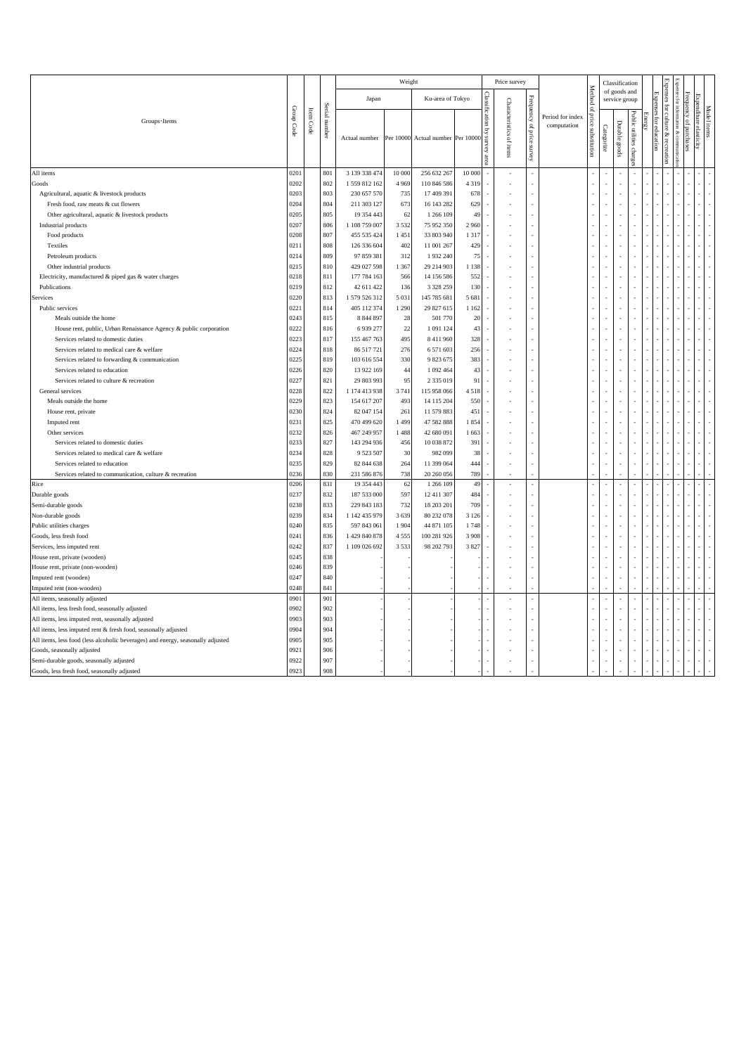| Groups･Items | Group Code | Item Code | Serial number | Weight | | | | Price survey | | | Period for index computation | Method of price substitution | Classification of goods and service group | | | | Expenses for education | Expenses for culture & recreation | Expenses for information & communication | Frequency of purchases | Expenditure elasticity | Model items |
|---|---|---|---|---|---|---|---|---|---|---|---|---|---|---|---|---|---|---|---|---|---|---|
| | | | | Japan | | Ku-area of Tokyo | | Classification by survey area | Characteristics of items | Frequency of price survey | | | Categorize | Durable goods | Public utilities charges | Energy | | | | | | |
| | | | | Actual number | Per 10000 | Actual number | Per 10000 | | | | | | | | | | | | | | | |
| All items | 0201 | | 801 | 3 139 338 474 | 10 000 | 256 632 267 | 10 000 | - | - | - | | - | - | - | - | - | - | - | - | - | - | - |
| Goods | 0202 | | 802 | 1 559 812 162 | 4 969 | 110 846 586 | 4 319 | - | - | - | | - | - | - | - | - | - | - | - | - | - | - |
| Agricultural, aquatic & livestock products | 0203 | | 803 | 230 657 570 | 735 | 17 409 391 | 678 | - | - | - | | - | - | - | - | - | - | - | - | - | - | - |
| Fresh food, raw meats & cut flowers | 0204 | | 804 | 211 303 127 | 673 | 16 143 282 | 629 | - | - | - | | - | - | - | - | - | - | - | - | - | - | - |
| Other agricultural, aquatic & livestock products | 0205 | | 805 | 19 354 443 | 62 | 1 266 109 | 49 | - | - | - | | - | - | - | - | - | - | - | - | - | - | - |
| Industrial products | 0207 | | 806 | 1 108 759 007 | 3 532 | 75 952 350 | 2 960 | - | - | - | | - | - | - | - | - | - | - | - | - | - | - |
| Food products | 0208 | | 807 | 455 535 424 | 1 451 | 33 803 940 | 1 317 | - | - | - | | - | - | - | - | - | - | - | - | - | - | - |
| Textiles | 0211 | | 808 | 126 336 604 | 402 | 11 001 267 | 429 | - | - | - | | - | - | - | - | - | - | - | - | - | - | - |
| Petroleum products | 0214 | | 809 | 97 859 381 | 312 | 1 932 240 | 75 | - | - | - | | - | - | - | - | - | - | - | - | - | - | - |
| Other industrial products | 0215 | | 810 | 429 027 598 | 1 367 | 29 214 903 | 1 138 | - | - | - | | - | - | - | - | - | - | - | - | - | - | - |
| Electricity, manufactured & piped gas & water charges | 0218 | | 811 | 177 784 163 | 566 | 14 156 586 | 552 | - | - | - | | - | - | - | - | - | - | - | - | - | - | - |
| Publications | 0219 | | 812 | 42 611 422 | 136 | 3 328 259 | 130 | - | - | - | | - | - | - | - | - | - | - | - | - | - | - |
| Services | 0220 | | 813 | 1 579 526 312 | 5 031 | 145 785 681 | 5 681 | - | - | - | | - | - | - | - | - | - | - | - | - | - | - |
| Public services | 0221 | | 814 | 405 112 374 | 1 290 | 29 827 615 | 1 162 | - | - | - | | - | - | - | - | - | - | - | - | - | - | - |
| Meals outside the home | 0243 | | 815 | 8 844 897 | 28 | 501 770 | 20 | - | - | - | | - | - | - | - | - | - | - | - | - | - | - |
| House rent, public, Urban Renaissance Agency & public corporation | 0222 | | 816 | 6 939 277 | 22 | 1 091 124 | 43 | - | - | - | | - | - | - | - | - | - | - | - | - | - | - |
| Services related to domestic duties | 0223 | | 817 | 155 467 763 | 495 | 8 411 960 | 328 | - | - | - | | - | - | - | - | - | - | - | - | - | - | - |
| Services related to medical care & welfare | 0224 | | 818 | 86 517 721 | 276 | 6 571 603 | 256 | - | - | - | | - | - | - | - | - | - | - | - | - | - | - |
| Services related to forwarding & communication | 0225 | | 819 | 103 616 554 | 330 | 9 823 675 | 383 | - | - | - | | - | - | - | - | - | - | - | - | - | - | - |
| Services related to education | 0226 | | 820 | 13 922 169 | 44 | 1 092 464 | 43 | - | - | - | | - | - | - | - | - | - | - | - | - | - | - |
| Services related to culture & recreation | 0227 | | 821 | 29 803 993 | 95 | 2 335 019 | 91 | - | - | - | | - | - | - | - | - | - | - | - | - | - | - |
| General services | 0228 | | 822 | 1 174 413 938 | 3 741 | 115 958 066 | 4 518 | - | - | - | | - | - | - | - | - | - | - | - | - | - | - |
| Meals outside the home | 0229 | | 823 | 154 617 207 | 493 | 14 115 204 | 550 | - | - | - | | - | - | - | - | - | - | - | - | - | - | - |
| House rent, private | 0230 | | 824 | 82 047 154 | 261 | 11 579 883 | 451 | - | - | - | | - | - | - | - | - | - | - | - | - | - | - |
| Imputed rent | 0231 | | 825 | 470 499 620 | 1 499 | 47 582 888 | 1 854 | - | - | - | | - | - | - | - | - | - | - | - | - | - | - |
| Other services | 0232 | | 826 | 467 249 957 | 1 488 | 42 680 091 | 1 663 | - | - | - | | - | - | - | - | - | - | - | - | - | - | - |
| Services related to domestic duties | 0233 | | 827 | 143 294 936 | 456 | 10 038 872 | 391 | - | - | - | | - | - | - | - | - | - | - | - | - | - | - |
| Services related to medical care & welfare | 0234 | | 828 | 9 523 507 | 30 | 982 099 | 38 | - | - | - | | - | - | - | - | - | - | - | - | - | - | - |
| Services related to education | 0235 | | 829 | 82 844 638 | 264 | 11 399 064 | 444 | - | - | - | | - | - | - | - | - | - | - | - | - | - | - |
| Services related to communication, culture & recreation | 0236 | | 830 | 231 586 876 | 738 | 20 260 056 | 789 | - | - | - | | - | - | - | - | - | - | - | - | - | - | - |
| Rice | 0206 | | 831 | 19 354 443 | 62 | 1 266 109 | 49 | - | - | - | | - | - | - | - | - | - | - | - | - | - | - |
| Durable goods | 0237 | | 832 | 187 533 000 | 597 | 12 411 307 | 484 | - | - | - | | - | - | - | - | - | - | - | - | - | - | - |
| Semi-durable goods | 0238 | | 833 | 229 843 183 | 732 | 18 203 201 | 709 | - | - | - | | - | - | - | - | - | - | - | - | - | - | - |
| Non-durable goods | 0239 | | 834 | 1 142 435 979 | 3 639 | 80 232 078 | 3 126 | - | - | - | | - | - | - | - | - | - | - | - | - | - | - |
| Public utilities charges | 0240 | | 835 | 597 843 061 | 1 904 | 44 871 105 | 1 748 | - | - | - | | - | - | - | - | - | - | - | - | - | - | - |
| Goods, less fresh food | 0241 | | 836 | 1 429 840 878 | 4 555 | 100 281 926 | 3 908 | - | - | - | | - | - | - | - | - | - | - | - | - | - | - |
| Services, less imputed rent | 0242 | | 837 | 1 109 026 692 | 3 533 | 98 202 793 | 3 827 | - | - | - | | - | - | - | - | - | - | - | - | - | - | - |
| House rent, private (wooden) | 0245 | | 838 | - | - | - | - | - | - | - | | - | - | - | - | - | - | - | - | - | - | - |
| House rent, private (non-wooden) | 0246 | | 839 | - | - | - | - | - | - | - | | - | - | - | - | - | - | - | - | - | - | - |
| Imputed rent (wooden) | 0247 | | 840 | - | - | - | - | - | - | - | | - | - | - | - | - | - | - | - | - | - | - |
| Imputed rent (non-wooden) | 0248 | | 841 | - | - | - | - | - | - | - | | - | - | - | - | - | - | - | - | - | - | - |
| All items, seasonally adjusted | 0901 | | 901 | - | - | - | - | - | - | - | | - | - | - | - | - | - | - | - | - | - | - |
| All items, less fresh food, seasonally adjusted | 0902 | | 902 | - | - | - | - | - | - | - | | - | - | - | - | - | - | - | - | - | - | - |
| All items, less imputed rent, seasonally adjusted | 0903 | | 903 | - | - | - | - | - | - | - | | - | - | - | - | - | - | - | - | - | - | - |
| All items, less imputed rent & fresh food, seasonally adjusted | 0904 | | 904 | - | - | - | - | - | - | - | | - | - | - | - | - | - | - | - | - | - | - |
| All items, less food (less alcoholic beverages) and energy, seasonally adjusted | 0905 | | 905 | - | - | - | - | - | - | - | | - | - | - | - | - | - | - | - | - | - | - |
| Goods, seasonally adjusted | 0921 | | 906 | - | - | - | - | - | - | - | | - | - | - | - | - | - | - | - | - | - | - |
| Semi-durable goods, seasonally adjusted | 0922 | | 907 | - | - | - | - | - | - | - | | - | - | - | - | - | - | - | - | - | - | - |
| Goods, less fresh food, seasonally adjusted | 0923 | | 908 | - | - | - | - | - | - | - | | - | - | - | - | - | - | - | - | - | - | - |